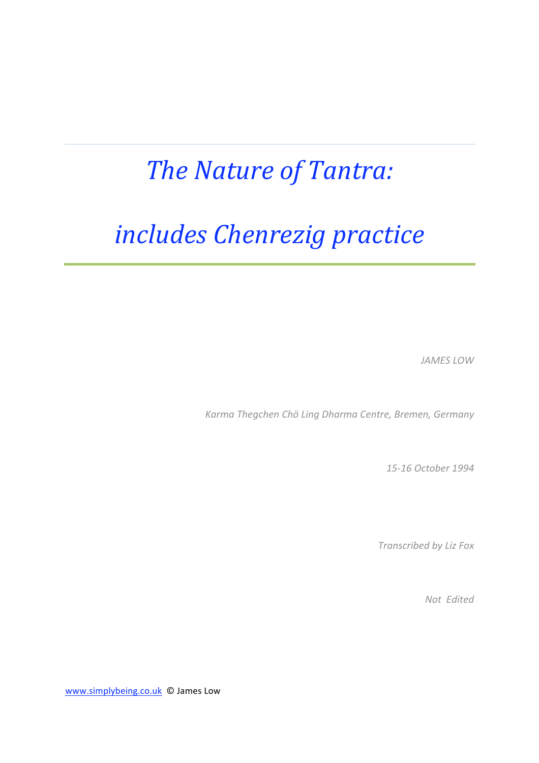# *The Nature of Tantra:*

# *includes Chenrezig practice*

*JAMES LOW*

*Karma Thegchen Chö Ling Dharma Centre, Bremen, Germany*

*15-16 October 1994*

*Transcribed by Liz Fox*

*Not Edited*

www.simplybeing.co.uk © James Low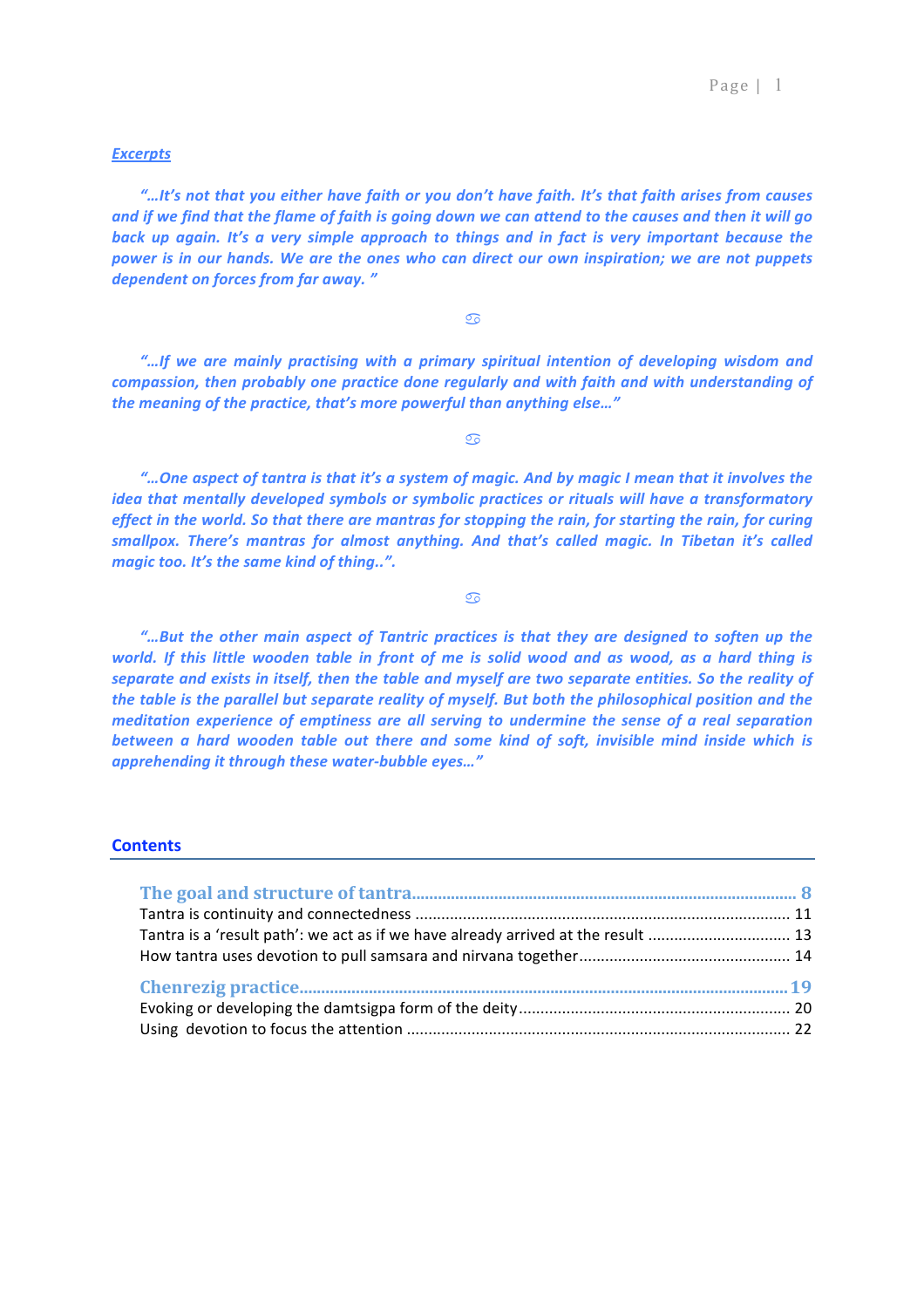***Excerpts***

***"…It's not that you either have faith or you don't have faith. It's that faith arises from causes and if we find that the flame of faith is going down we can attend to the causes and then it will go back up again. It's a very simple approach to things and in fact is very important because the power is in our hands. We are the ones who can direct our own inspiration; we are not puppets dependent on forces from far away. "***

♋

***"…If we are mainly practising with a primary spiritual intention of developing wisdom and compassion, then probably one practice done regularly and with faith and with understanding of the meaning of the practice, that's more powerful than anything else…"***

♋

***"…One aspect of tantra is that it's a system of magic. And by magic I mean that it involves the idea that mentally developed symbols or symbolic practices or rituals will have a transformatory effect in the world. So that there are mantras for stopping the rain, for starting the rain, for curing smallpox. There's mantras for almost anything. And that's called magic. In Tibetan it's called magic too. It's the same kind of thing..".***

♋

***"…But the other main aspect of Tantric practices is that they are designed to soften up the world. If this little wooden table in front of me is solid wood and as wood, as a hard thing is separate and exists in itself, then the table and myself are two separate entities. So the reality of the table is the parallel but separate reality of myself. But both the philosophical position and the meditation experience of emptiness are all serving to undermine the sense of a real separation between a hard wooden table out there and some kind of soft, invisible mind inside which is apprehending it through these water-bubble eyes…"***

## Contents

The goal and structure of tantra ........ 8
- Tantra is continuity and connectedness ........ 11
- Tantra is a 'result path': we act as if we have already arrived at the result ........ 13
- How tantra uses devotion to pull samsara and nirvana together ........ 14

Chenrezig practice ........ 19
- Evoking or developing the damtsigpa form of the deity ........ 20
- Using devotion to focus the attention ........ 22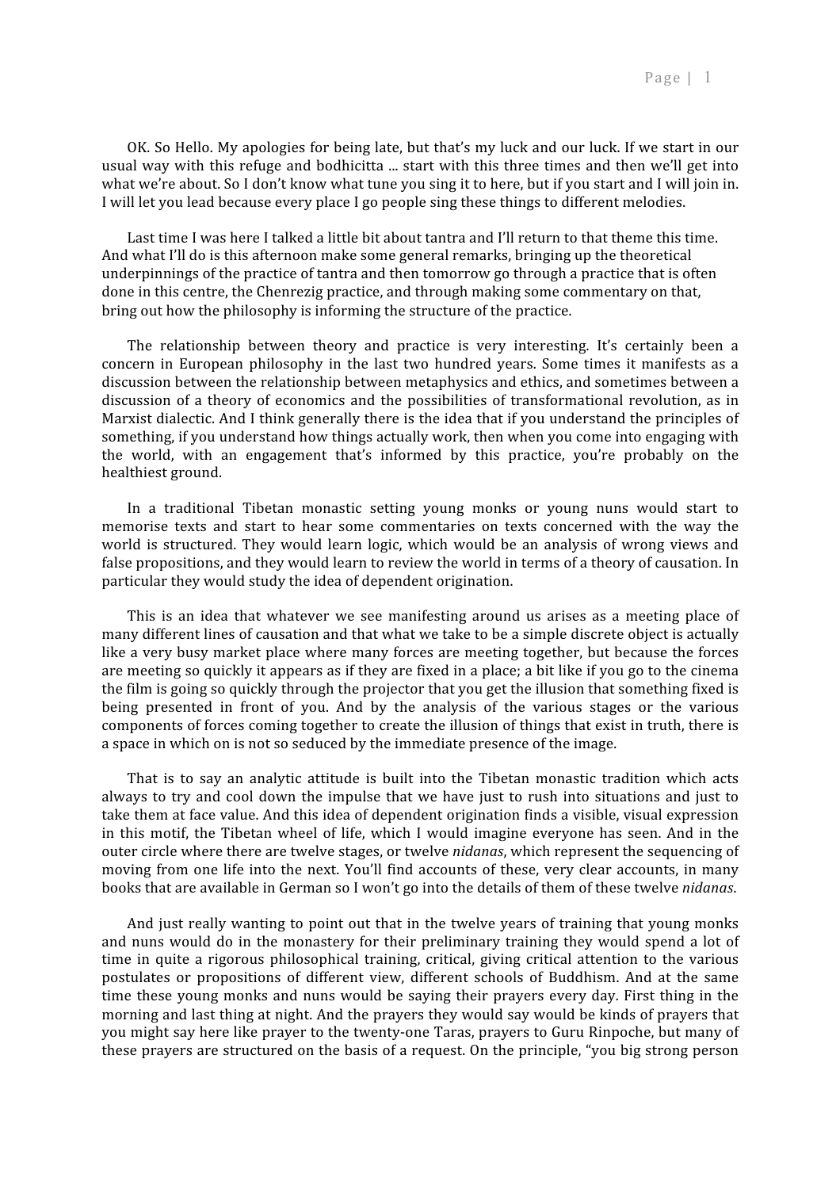OK. So Hello. My apologies for being late, but that's my luck and our luck. If we start in our usual way with this refuge and bodhicitta ... start with this three times and then we'll get into what we're about. So I don't know what tune you sing it to here, but if you start and I will join in. I will let you lead because every place I go people sing these things to different melodies.

Last time I was here I talked a little bit about tantra and I'll return to that theme this time. And what I'll do is this afternoon make some general remarks, bringing up the theoretical underpinnings of the practice of tantra and then tomorrow go through a practice that is often done in this centre, the Chenrezig practice, and through making some commentary on that, bring out how the philosophy is informing the structure of the practice.

The relationship between theory and practice is very interesting. It's certainly been a concern in European philosophy in the last two hundred years. Some times it manifests as a discussion between the relationship between metaphysics and ethics, and sometimes between a discussion of a theory of economics and the possibilities of transformational revolution, as in Marxist dialectic. And I think generally there is the idea that if you understand the principles of something, if you understand how things actually work, then when you come into engaging with the world, with an engagement that's informed by this practice, you're probably on the healthiest ground.

In a traditional Tibetan monastic setting young monks or young nuns would start to memorise texts and start to hear some commentaries on texts concerned with the way the world is structured. They would learn logic, which would be an analysis of wrong views and false propositions, and they would learn to review the world in terms of a theory of causation. In particular they would study the idea of dependent origination.

This is an idea that whatever we see manifesting around us arises as a meeting place of many different lines of causation and that what we take to be a simple discrete object is actually like a very busy market place where many forces are meeting together, but because the forces are meeting so quickly it appears as if they are fixed in a place; a bit like if you go to the cinema the film is going so quickly through the projector that you get the illusion that something fixed is being presented in front of you. And by the analysis of the various stages or the various components of forces coming together to create the illusion of things that exist in truth, there is a space in which on is not so seduced by the immediate presence of the image.

That is to say an analytic attitude is built into the Tibetan monastic tradition which acts always to try and cool down the impulse that we have just to rush into situations and just to take them at face value. And this idea of dependent origination finds a visible, visual expression in this motif, the Tibetan wheel of life, which I would imagine everyone has seen. And in the outer circle where there are twelve stages, or twelve *nidanas*, which represent the sequencing of moving from one life into the next. You'll find accounts of these, very clear accounts, in many books that are available in German so I won't go into the details of them of these twelve *nidanas*.

And just really wanting to point out that in the twelve years of training that young monks and nuns would do in the monastery for their preliminary training they would spend a lot of time in quite a rigorous philosophical training, critical, giving critical attention to the various postulates or propositions of different view, different schools of Buddhism. And at the same time these young monks and nuns would be saying their prayers every day. First thing in the morning and last thing at night. And the prayers they would say would be kinds of prayers that you might say here like prayer to the twenty-one Taras, prayers to Guru Rinpoche, but many of these prayers are structured on the basis of a request. On the principle, "you big strong person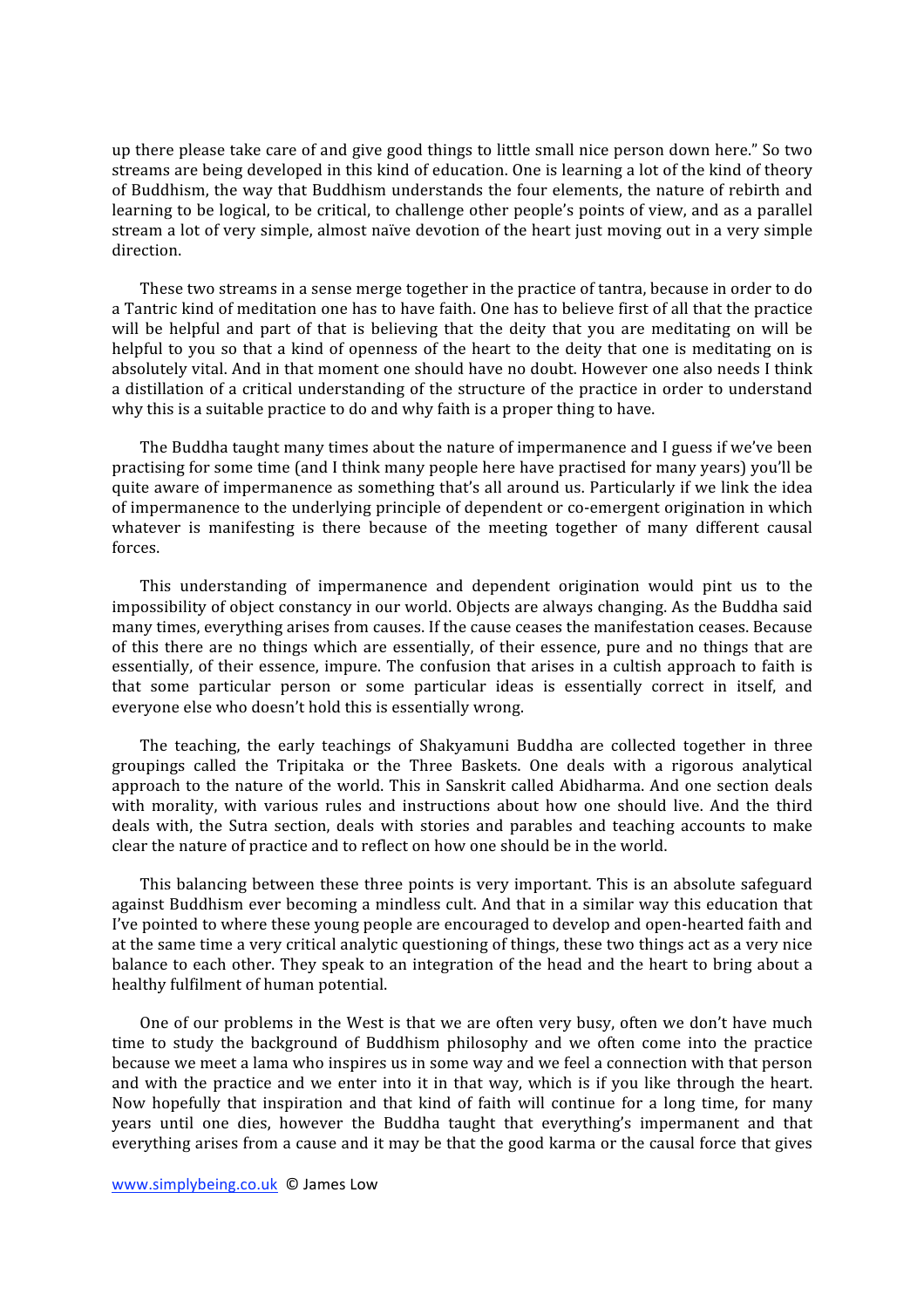up there please take care of and give good things to little small nice person down here." So two streams are being developed in this kind of education. One is learning a lot of the kind of theory of Buddhism, the way that Buddhism understands the four elements, the nature of rebirth and learning to be logical, to be critical, to challenge other people's points of view, and as a parallel stream a lot of very simple, almost naïve devotion of the heart just moving out in a very simple direction.

These two streams in a sense merge together in the practice of tantra, because in order to do a Tantric kind of meditation one has to have faith. One has to believe first of all that the practice will be helpful and part of that is believing that the deity that you are meditating on will be helpful to you so that a kind of openness of the heart to the deity that one is meditating on is absolutely vital. And in that moment one should have no doubt. However one also needs I think a distillation of a critical understanding of the structure of the practice in order to understand why this is a suitable practice to do and why faith is a proper thing to have.

The Buddha taught many times about the nature of impermanence and I guess if we've been practising for some time (and I think many people here have practised for many years) you'll be quite aware of impermanence as something that's all around us. Particularly if we link the idea of impermanence to the underlying principle of dependent or co-emergent origination in which whatever is manifesting is there because of the meeting together of many different causal forces.

This understanding of impermanence and dependent origination would pint us to the impossibility of object constancy in our world. Objects are always changing. As the Buddha said many times, everything arises from causes. If the cause ceases the manifestation ceases. Because of this there are no things which are essentially, of their essence, pure and no things that are essentially, of their essence, impure. The confusion that arises in a cultish approach to faith is that some particular person or some particular ideas is essentially correct in itself, and everyone else who doesn't hold this is essentially wrong.

The teaching, the early teachings of Shakyamuni Buddha are collected together in three groupings called the Tripitaka or the Three Baskets. One deals with a rigorous analytical approach to the nature of the world. This in Sanskrit called Abidharma. And one section deals with morality, with various rules and instructions about how one should live. And the third deals with, the Sutra section, deals with stories and parables and teaching accounts to make clear the nature of practice and to reflect on how one should be in the world.

This balancing between these three points is very important. This is an absolute safeguard against Buddhism ever becoming a mindless cult. And that in a similar way this education that I've pointed to where these young people are encouraged to develop and open-hearted faith and at the same time a very critical analytic questioning of things, these two things act as a very nice balance to each other. They speak to an integration of the head and the heart to bring about a healthy fulfilment of human potential.

One of our problems in the West is that we are often very busy, often we don't have much time to study the background of Buddhism philosophy and we often come into the practice because we meet a lama who inspires us in some way and we feel a connection with that person and with the practice and we enter into it in that way, which is if you like through the heart. Now hopefully that inspiration and that kind of faith will continue for a long time, for many years until one dies, however the Buddha taught that everything's impermanent and that everything arises from a cause and it may be that the good karma or the causal force that gives

www.simplybeing.co.uk © James Low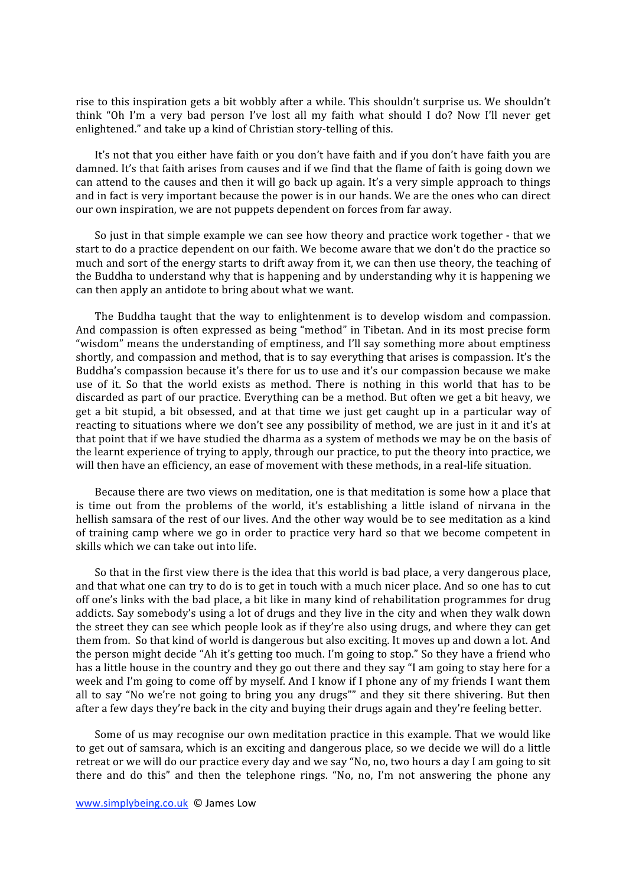rise to this inspiration gets a bit wobbly after a while. This shouldn't surprise us. We shouldn't think "Oh I'm a very bad person I've lost all my faith what should I do? Now I'll never get enlightened." and take up a kind of Christian story-telling of this.

It's not that you either have faith or you don't have faith and if you don't have faith you are damned. It's that faith arises from causes and if we find that the flame of faith is going down we can attend to the causes and then it will go back up again. It's a very simple approach to things and in fact is very important because the power is in our hands. We are the ones who can direct our own inspiration, we are not puppets dependent on forces from far away.

So just in that simple example we can see how theory and practice work together - that we start to do a practice dependent on our faith. We become aware that we don't do the practice so much and sort of the energy starts to drift away from it, we can then use theory, the teaching of the Buddha to understand why that is happening and by understanding why it is happening we can then apply an antidote to bring about what we want.

The Buddha taught that the way to enlightenment is to develop wisdom and compassion. And compassion is often expressed as being "method" in Tibetan. And in its most precise form "wisdom" means the understanding of emptiness, and I'll say something more about emptiness shortly, and compassion and method, that is to say everything that arises is compassion. It's the Buddha's compassion because it's there for us to use and it's our compassion because we make use of it. So that the world exists as method. There is nothing in this world that has to be discarded as part of our practice. Everything can be a method. But often we get a bit heavy, we get a bit stupid, a bit obsessed, and at that time we just get caught up in a particular way of reacting to situations where we don't see any possibility of method, we are just in it and it's at that point that if we have studied the dharma as a system of methods we may be on the basis of the learnt experience of trying to apply, through our practice, to put the theory into practice, we will then have an efficiency, an ease of movement with these methods, in a real-life situation.

Because there are two views on meditation, one is that meditation is some how a place that is time out from the problems of the world, it's establishing a little island of nirvana in the hellish samsara of the rest of our lives. And the other way would be to see meditation as a kind of training camp where we go in order to practice very hard so that we become competent in skills which we can take out into life.

So that in the first view there is the idea that this world is bad place, a very dangerous place, and that what one can try to do is to get in touch with a much nicer place. And so one has to cut off one's links with the bad place, a bit like in many kind of rehabilitation programmes for drug addicts. Say somebody's using a lot of drugs and they live in the city and when they walk down the street they can see which people look as if they're also using drugs, and where they can get them from. So that kind of world is dangerous but also exciting. It moves up and down a lot. And the person might decide "Ah it's getting too much. I'm going to stop." So they have a friend who has a little house in the country and they go out there and they say "I am going to stay here for a week and I'm going to come off by myself. And I know if I phone any of my friends I want them all to say "No we're not going to bring you any drugs"" and they sit there shivering. But then after a few days they're back in the city and buying their drugs again and they're feeling better.

Some of us may recognise our own meditation practice in this example. That we would like to get out of samsara, which is an exciting and dangerous place, so we decide we will do a little retreat or we will do our practice every day and we say "No, no, two hours a day I am going to sit there and do this" and then the telephone rings. "No, no, I'm not answering the phone any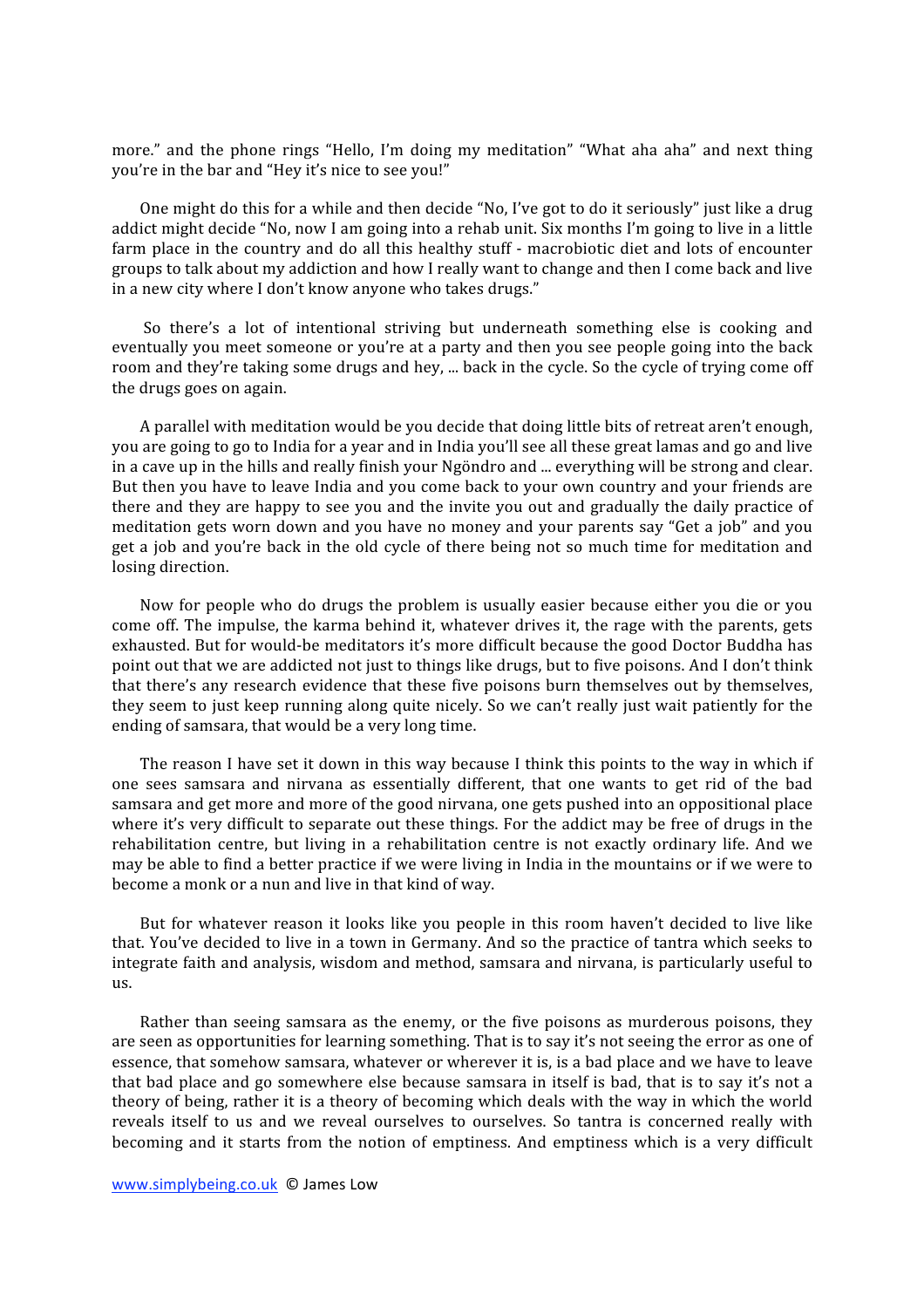more." and the phone rings "Hello, I'm doing my meditation" "What aha aha" and next thing you're in the bar and "Hey it's nice to see you!"

One might do this for a while and then decide "No, I've got to do it seriously" just like a drug addict might decide "No, now I am going into a rehab unit. Six months I'm going to live in a little farm place in the country and do all this healthy stuff - macrobiotic diet and lots of encounter groups to talk about my addiction and how I really want to change and then I come back and live in a new city where I don't know anyone who takes drugs."

So there's a lot of intentional striving but underneath something else is cooking and eventually you meet someone or you're at a party and then you see people going into the back room and they're taking some drugs and hey, ... back in the cycle. So the cycle of trying come off the drugs goes on again.

A parallel with meditation would be you decide that doing little bits of retreat aren't enough, you are going to go to India for a year and in India you'll see all these great lamas and go and live in a cave up in the hills and really finish your Ngöndro and ... everything will be strong and clear. But then you have to leave India and you come back to your own country and your friends are there and they are happy to see you and the invite you out and gradually the daily practice of meditation gets worn down and you have no money and your parents say "Get a job" and you get a job and you're back in the old cycle of there being not so much time for meditation and losing direction.

Now for people who do drugs the problem is usually easier because either you die or you come off. The impulse, the karma behind it, whatever drives it, the rage with the parents, gets exhausted. But for would-be meditators it's more difficult because the good Doctor Buddha has point out that we are addicted not just to things like drugs, but to five poisons. And I don't think that there's any research evidence that these five poisons burn themselves out by themselves, they seem to just keep running along quite nicely. So we can't really just wait patiently for the ending of samsara, that would be a very long time.

The reason I have set it down in this way because I think this points to the way in which if one sees samsara and nirvana as essentially different, that one wants to get rid of the bad samsara and get more and more of the good nirvana, one gets pushed into an oppositional place where it's very difficult to separate out these things. For the addict may be free of drugs in the rehabilitation centre, but living in a rehabilitation centre is not exactly ordinary life. And we may be able to find a better practice if we were living in India in the mountains or if we were to become a monk or a nun and live in that kind of way.

But for whatever reason it looks like you people in this room haven't decided to live like that. You've decided to live in a town in Germany. And so the practice of tantra which seeks to integrate faith and analysis, wisdom and method, samsara and nirvana, is particularly useful to us.

Rather than seeing samsara as the enemy, or the five poisons as murderous poisons, they are seen as opportunities for learning something. That is to say it's not seeing the error as one of essence, that somehow samsara, whatever or wherever it is, is a bad place and we have to leave that bad place and go somewhere else because samsara in itself is bad, that is to say it's not a theory of being, rather it is a theory of becoming which deals with the way in which the world reveals itself to us and we reveal ourselves to ourselves. So tantra is concerned really with becoming and it starts from the notion of emptiness. And emptiness which is a very difficult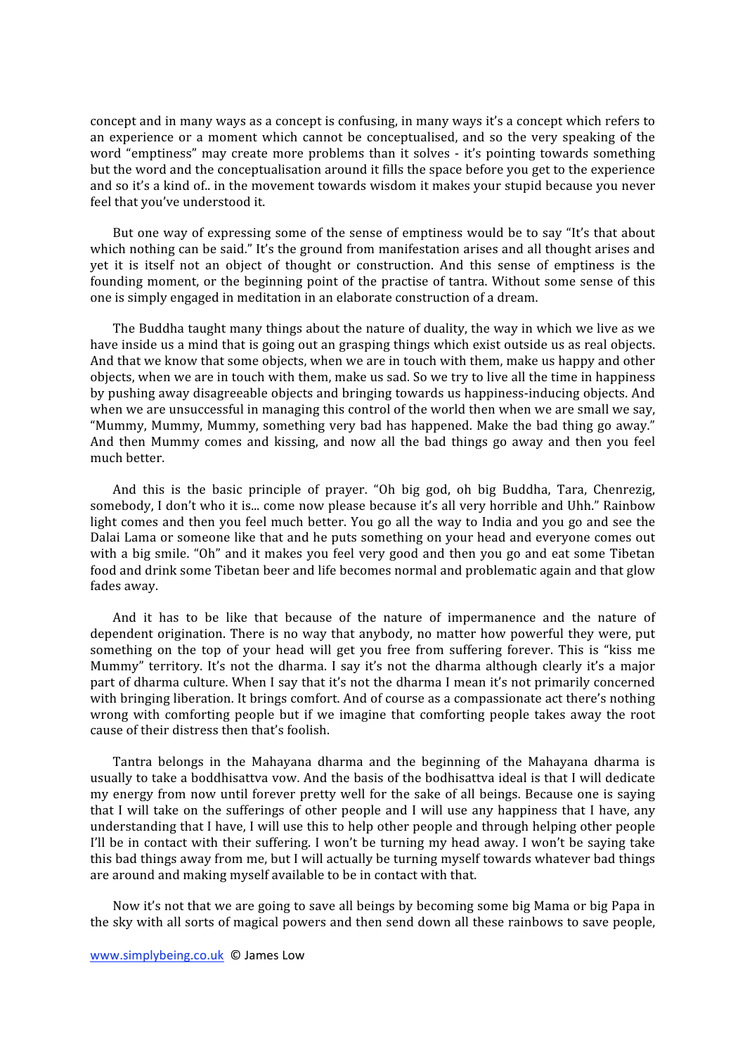concept and in many ways as a concept is confusing, in many ways it's a concept which refers to an experience or a moment which cannot be conceptualised, and so the very speaking of the word "emptiness" may create more problems than it solves - it's pointing towards something but the word and the conceptualisation around it fills the space before you get to the experience and so it's a kind of.. in the movement towards wisdom it makes your stupid because you never feel that you've understood it.

But one way of expressing some of the sense of emptiness would be to say "It's that about which nothing can be said." It's the ground from manifestation arises and all thought arises and yet it is itself not an object of thought or construction. And this sense of emptiness is the founding moment, or the beginning point of the practise of tantra. Without some sense of this one is simply engaged in meditation in an elaborate construction of a dream.

The Buddha taught many things about the nature of duality, the way in which we live as we have inside us a mind that is going out an grasping things which exist outside us as real objects. And that we know that some objects, when we are in touch with them, make us happy and other objects, when we are in touch with them, make us sad. So we try to live all the time in happiness by pushing away disagreeable objects and bringing towards us happiness-inducing objects. And when we are unsuccessful in managing this control of the world then when we are small we say, "Mummy, Mummy, Mummy, something very bad has happened. Make the bad thing go away." And then Mummy comes and kissing, and now all the bad things go away and then you feel much better.

And this is the basic principle of prayer. "Oh big god, oh big Buddha, Tara, Chenrezig, somebody, I don't who it is... come now please because it's all very horrible and Uhh." Rainbow light comes and then you feel much better. You go all the way to India and you go and see the Dalai Lama or someone like that and he puts something on your head and everyone comes out with a big smile. "Oh" and it makes you feel very good and then you go and eat some Tibetan food and drink some Tibetan beer and life becomes normal and problematic again and that glow fades away.

And it has to be like that because of the nature of impermanence and the nature of dependent origination. There is no way that anybody, no matter how powerful they were, put something on the top of your head will get you free from suffering forever. This is "kiss me Mummy" territory. It's not the dharma. I say it's not the dharma although clearly it's a major part of dharma culture. When I say that it's not the dharma I mean it's not primarily concerned with bringing liberation. It brings comfort. And of course as a compassionate act there's nothing wrong with comforting people but if we imagine that comforting people takes away the root cause of their distress then that's foolish.

Tantra belongs in the Mahayana dharma and the beginning of the Mahayana dharma is usually to take a boddhisattva vow. And the basis of the bodhisattva ideal is that I will dedicate my energy from now until forever pretty well for the sake of all beings. Because one is saying that I will take on the sufferings of other people and I will use any happiness that I have, any understanding that I have, I will use this to help other people and through helping other people I'll be in contact with their suffering. I won't be turning my head away. I won't be saying take this bad things away from me, but I will actually be turning myself towards whatever bad things are around and making myself available to be in contact with that.

Now it's not that we are going to save all beings by becoming some big Mama or big Papa in the sky with all sorts of magical powers and then send down all these rainbows to save people,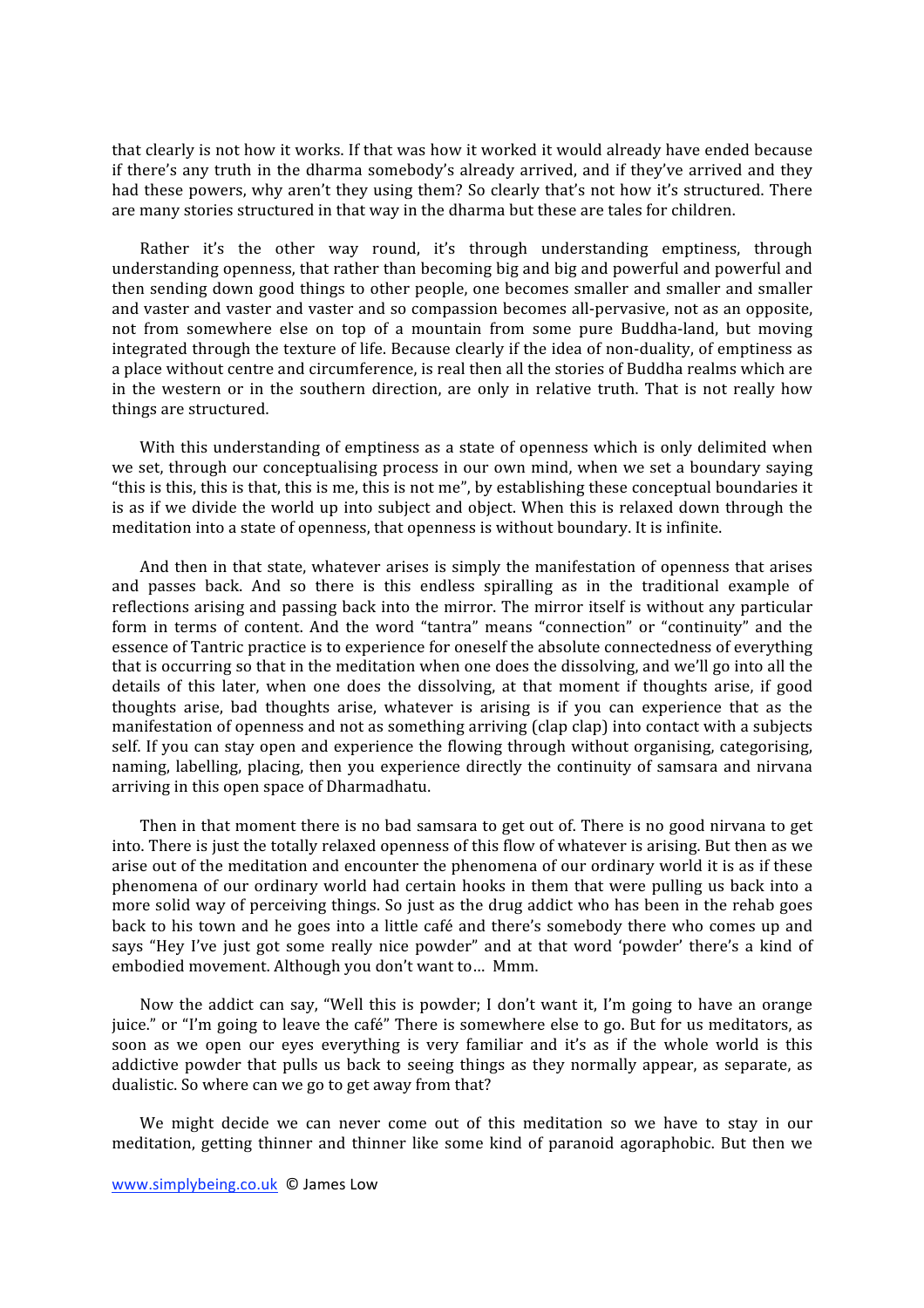that clearly is not how it works. If that was how it worked it would already have ended because if there's any truth in the dharma somebody's already arrived, and if they've arrived and they had these powers, why aren't they using them? So clearly that's not how it's structured. There are many stories structured in that way in the dharma but these are tales for children.

Rather it's the other way round, it's through understanding emptiness, through understanding openness, that rather than becoming big and big and powerful and powerful and then sending down good things to other people, one becomes smaller and smaller and smaller and vaster and vaster and vaster and so compassion becomes all-pervasive, not as an opposite, not from somewhere else on top of a mountain from some pure Buddha-land, but moving integrated through the texture of life. Because clearly if the idea of non-duality, of emptiness as a place without centre and circumference, is real then all the stories of Buddha realms which are in the western or in the southern direction, are only in relative truth. That is not really how things are structured.

With this understanding of emptiness as a state of openness which is only delimited when we set, through our conceptualising process in our own mind, when we set a boundary saying "this is this, this is that, this is me, this is not me", by establishing these conceptual boundaries it is as if we divide the world up into subject and object. When this is relaxed down through the meditation into a state of openness, that openness is without boundary. It is infinite.

And then in that state, whatever arises is simply the manifestation of openness that arises and passes back. And so there is this endless spiralling as in the traditional example of reflections arising and passing back into the mirror. The mirror itself is without any particular form in terms of content. And the word "tantra" means "connection" or "continuity" and the essence of Tantric practice is to experience for oneself the absolute connectedness of everything that is occurring so that in the meditation when one does the dissolving, and we'll go into all the details of this later, when one does the dissolving, at that moment if thoughts arise, if good thoughts arise, bad thoughts arise, whatever is arising is if you can experience that as the manifestation of openness and not as something arriving (clap clap) into contact with a subjects self. If you can stay open and experience the flowing through without organising, categorising, naming, labelling, placing, then you experience directly the continuity of samsara and nirvana arriving in this open space of Dharmadhatu.

Then in that moment there is no bad samsara to get out of. There is no good nirvana to get into. There is just the totally relaxed openness of this flow of whatever is arising. But then as we arise out of the meditation and encounter the phenomena of our ordinary world it is as if these phenomena of our ordinary world had certain hooks in them that were pulling us back into a more solid way of perceiving things. So just as the drug addict who has been in the rehab goes back to his town and he goes into a little café and there's somebody there who comes up and says "Hey I've just got some really nice powder" and at that word 'powder' there's a kind of embodied movement. Although you don't want to… Mmm.

Now the addict can say, "Well this is powder; I don't want it, I'm going to have an orange juice." or "I'm going to leave the café" There is somewhere else to go. But for us meditators, as soon as we open our eyes everything is very familiar and it's as if the whole world is this addictive powder that pulls us back to seeing things as they normally appear, as separate, as dualistic. So where can we go to get away from that?

We might decide we can never come out of this meditation so we have to stay in our meditation, getting thinner and thinner like some kind of paranoid agoraphobic. But then we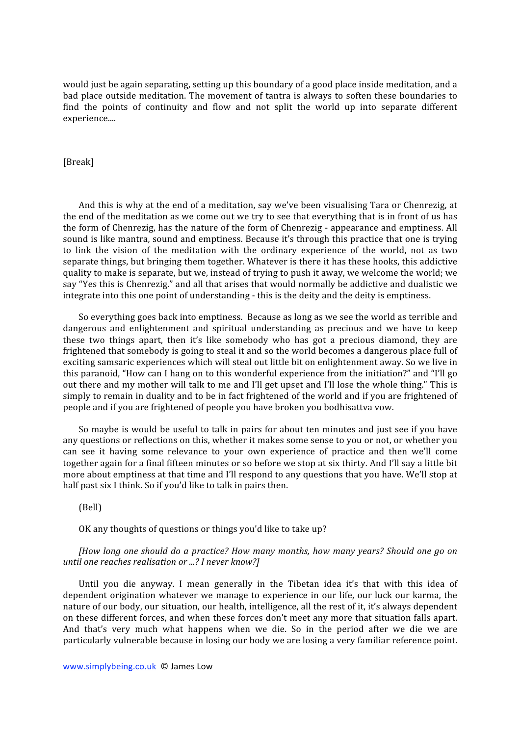would just be again separating, setting up this boundary of a good place inside meditation, and a bad place outside meditation. The movement of tantra is always to soften these boundaries to find the points of continuity and flow and not split the world up into separate different experience....

[Break]

And this is why at the end of a meditation, say we've been visualising Tara or Chenrezig, at the end of the meditation as we come out we try to see that everything that is in front of us has the form of Chenrezig, has the nature of the form of Chenrezig - appearance and emptiness. All sound is like mantra, sound and emptiness. Because it's through this practice that one is trying to link the vision of the meditation with the ordinary experience of the world, not as two separate things, but bringing them together. Whatever is there it has these hooks, this addictive quality to make is separate, but we, instead of trying to push it away, we welcome the world; we say "Yes this is Chenrezig." and all that arises that would normally be addictive and dualistic we integrate into this one point of understanding - this is the deity and the deity is emptiness.

So everything goes back into emptiness. Because as long as we see the world as terrible and dangerous and enlightenment and spiritual understanding as precious and we have to keep these two things apart, then it's like somebody who has got a precious diamond, they are frightened that somebody is going to steal it and so the world becomes a dangerous place full of exciting samsaric experiences which will steal out little bit on enlightenment away. So we live in this paranoid, "How can I hang on to this wonderful experience from the initiation?" and "I'll go out there and my mother will talk to me and I'll get upset and I'll lose the whole thing." This is simply to remain in duality and to be in fact frightened of the world and if you are frightened of people and if you are frightened of people you have broken you bodhisattva vow.

So maybe is would be useful to talk in pairs for about ten minutes and just see if you have any questions or reflections on this, whether it makes some sense to you or not, or whether you can see it having some relevance to your own experience of practice and then we'll come together again for a final fifteen minutes or so before we stop at six thirty. And I'll say a little bit more about emptiness at that time and I'll respond to any questions that you have. We'll stop at half past six I think. So if you'd like to talk in pairs then.

(Bell)

OK any thoughts of questions or things you'd like to take up?

*[How long one should do a practice? How many months, how many years? Should one go on until one reaches realisation or ...? I never know?]*

Until you die anyway. I mean generally in the Tibetan idea it's that with this idea of dependent origination whatever we manage to experience in our life, our luck our karma, the nature of our body, our situation, our health, intelligence, all the rest of it, it's always dependent on these different forces, and when these forces don't meet any more that situation falls apart. And that's very much what happens when we die. So in the period after we die we are particularly vulnerable because in losing our body we are losing a very familiar reference point.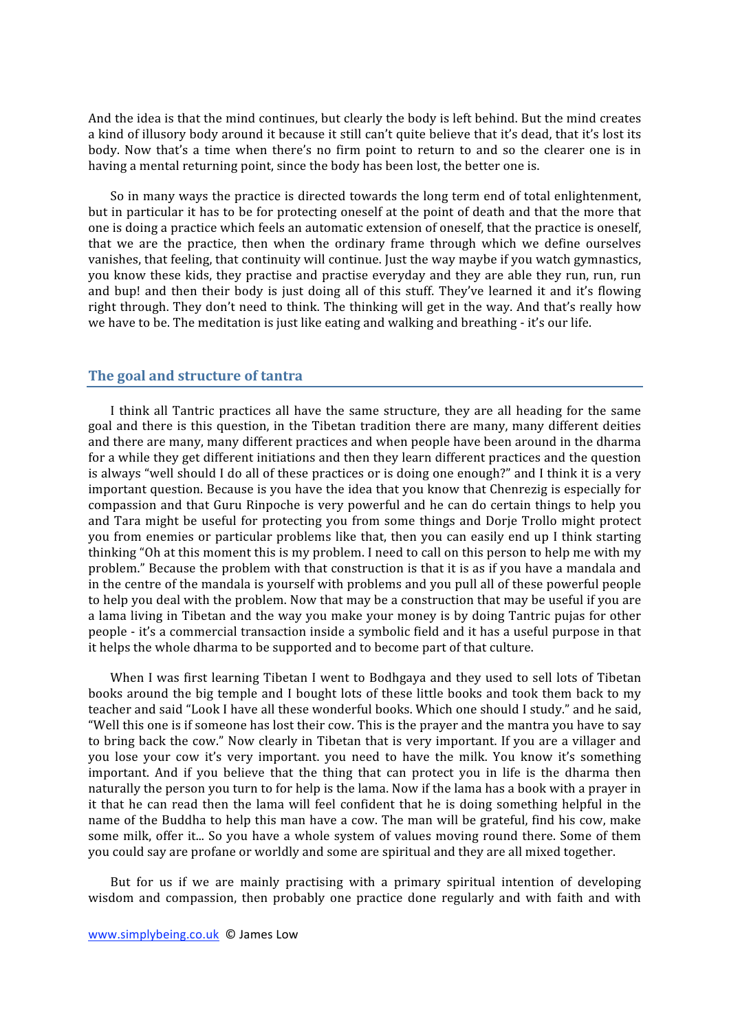And the idea is that the mind continues, but clearly the body is left behind. But the mind creates a kind of illusory body around it because it still can't quite believe that it's dead, that it's lost its body. Now that's a time when there's no firm point to return to and so the clearer one is in having a mental returning point, since the body has been lost, the better one is.

So in many ways the practice is directed towards the long term end of total enlightenment, but in particular it has to be for protecting oneself at the point of death and that the more that one is doing a practice which feels an automatic extension of oneself, that the practice is oneself, that we are the practice, then when the ordinary frame through which we define ourselves vanishes, that feeling, that continuity will continue. Just the way maybe if you watch gymnastics, you know these kids, they practise and practise everyday and they are able they run, run, run and bup! and then their body is just doing all of this stuff. They've learned it and it's flowing right through. They don't need to think. The thinking will get in the way. And that's really how we have to be. The meditation is just like eating and walking and breathing - it's our life.

## The goal and structure of tantra

I think all Tantric practices all have the same structure, they are all heading for the same goal and there is this question, in the Tibetan tradition there are many, many different deities and there are many, many different practices and when people have been around in the dharma for a while they get different initiations and then they learn different practices and the question is always "well should I do all of these practices or is doing one enough?" and I think it is a very important question. Because is you have the idea that you know that Chenrezig is especially for compassion and that Guru Rinpoche is very powerful and he can do certain things to help you and Tara might be useful for protecting you from some things and Dorje Trollo might protect you from enemies or particular problems like that, then you can easily end up I think starting thinking "Oh at this moment this is my problem. I need to call on this person to help me with my problem." Because the problem with that construction is that it is as if you have a mandala and in the centre of the mandala is yourself with problems and you pull all of these powerful people to help you deal with the problem. Now that may be a construction that may be useful if you are a lama living in Tibetan and the way you make your money is by doing Tantric pujas for other people - it's a commercial transaction inside a symbolic field and it has a useful purpose in that it helps the whole dharma to be supported and to become part of that culture.

When I was first learning Tibetan I went to Bodhgaya and they used to sell lots of Tibetan books around the big temple and I bought lots of these little books and took them back to my teacher and said "Look I have all these wonderful books. Which one should I study." and he said, "Well this one is if someone has lost their cow. This is the prayer and the mantra you have to say to bring back the cow." Now clearly in Tibetan that is very important. If you are a villager and you lose your cow it's very important. you need to have the milk. You know it's something important. And if you believe that the thing that can protect you in life is the dharma then naturally the person you turn to for help is the lama. Now if the lama has a book with a prayer in it that he can read then the lama will feel confident that he is doing something helpful in the name of the Buddha to help this man have a cow. The man will be grateful, find his cow, make some milk, offer it... So you have a whole system of values moving round there. Some of them you could say are profane or worldly and some are spiritual and they are all mixed together.

But for us if we are mainly practising with a primary spiritual intention of developing wisdom and compassion, then probably one practice done regularly and with faith and with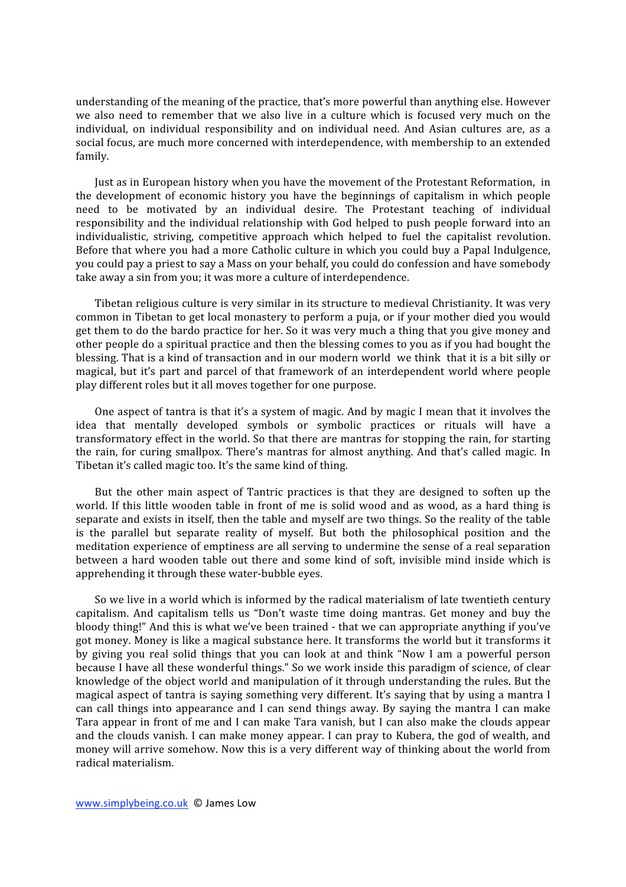understanding of the meaning of the practice, that's more powerful than anything else. However we also need to remember that we also live in a culture which is focused very much on the individual, on individual responsibility and on individual need. And Asian cultures are, as a social focus, are much more concerned with interdependence, with membership to an extended family.

Just as in European history when you have the movement of the Protestant Reformation, in the development of economic history you have the beginnings of capitalism in which people need to be motivated by an individual desire. The Protestant teaching of individual responsibility and the individual relationship with God helped to push people forward into an individualistic, striving, competitive approach which helped to fuel the capitalist revolution. Before that where you had a more Catholic culture in which you could buy a Papal Indulgence, you could pay a priest to say a Mass on your behalf, you could do confession and have somebody take away a sin from you; it was more a culture of interdependence.

Tibetan religious culture is very similar in its structure to medieval Christianity. It was very common in Tibetan to get local monastery to perform a puja, or if your mother died you would get them to do the bardo practice for her. So it was very much a thing that you give money and other people do a spiritual practice and then the blessing comes to you as if you had bought the blessing. That is a kind of transaction and in our modern world we think that it is a bit silly or magical, but it's part and parcel of that framework of an interdependent world where people play different roles but it all moves together for one purpose.

One aspect of tantra is that it's a system of magic. And by magic I mean that it involves the idea that mentally developed symbols or symbolic practices or rituals will have a transformatory effect in the world. So that there are mantras for stopping the rain, for starting the rain, for curing smallpox. There's mantras for almost anything. And that's called magic. In Tibetan it's called magic too. It's the same kind of thing.

But the other main aspect of Tantric practices is that they are designed to soften up the world. If this little wooden table in front of me is solid wood and as wood, as a hard thing is separate and exists in itself, then the table and myself are two things. So the reality of the table is the parallel but separate reality of myself. But both the philosophical position and the meditation experience of emptiness are all serving to undermine the sense of a real separation between a hard wooden table out there and some kind of soft, invisible mind inside which is apprehending it through these water-bubble eyes.

So we live in a world which is informed by the radical materialism of late twentieth century capitalism. And capitalism tells us "Don't waste time doing mantras. Get money and buy the bloody thing!" And this is what we've been trained - that we can appropriate anything if you've got money. Money is like a magical substance here. It transforms the world but it transforms it by giving you real solid things that you can look at and think "Now I am a powerful person because I have all these wonderful things." So we work inside this paradigm of science, of clear knowledge of the object world and manipulation of it through understanding the rules. But the magical aspect of tantra is saying something very different. It's saying that by using a mantra I can call things into appearance and I can send things away. By saying the mantra I can make Tara appear in front of me and I can make Tara vanish, but I can also make the clouds appear and the clouds vanish. I can make money appear. I can pray to Kubera, the god of wealth, and money will arrive somehow. Now this is a very different way of thinking about the world from radical materialism.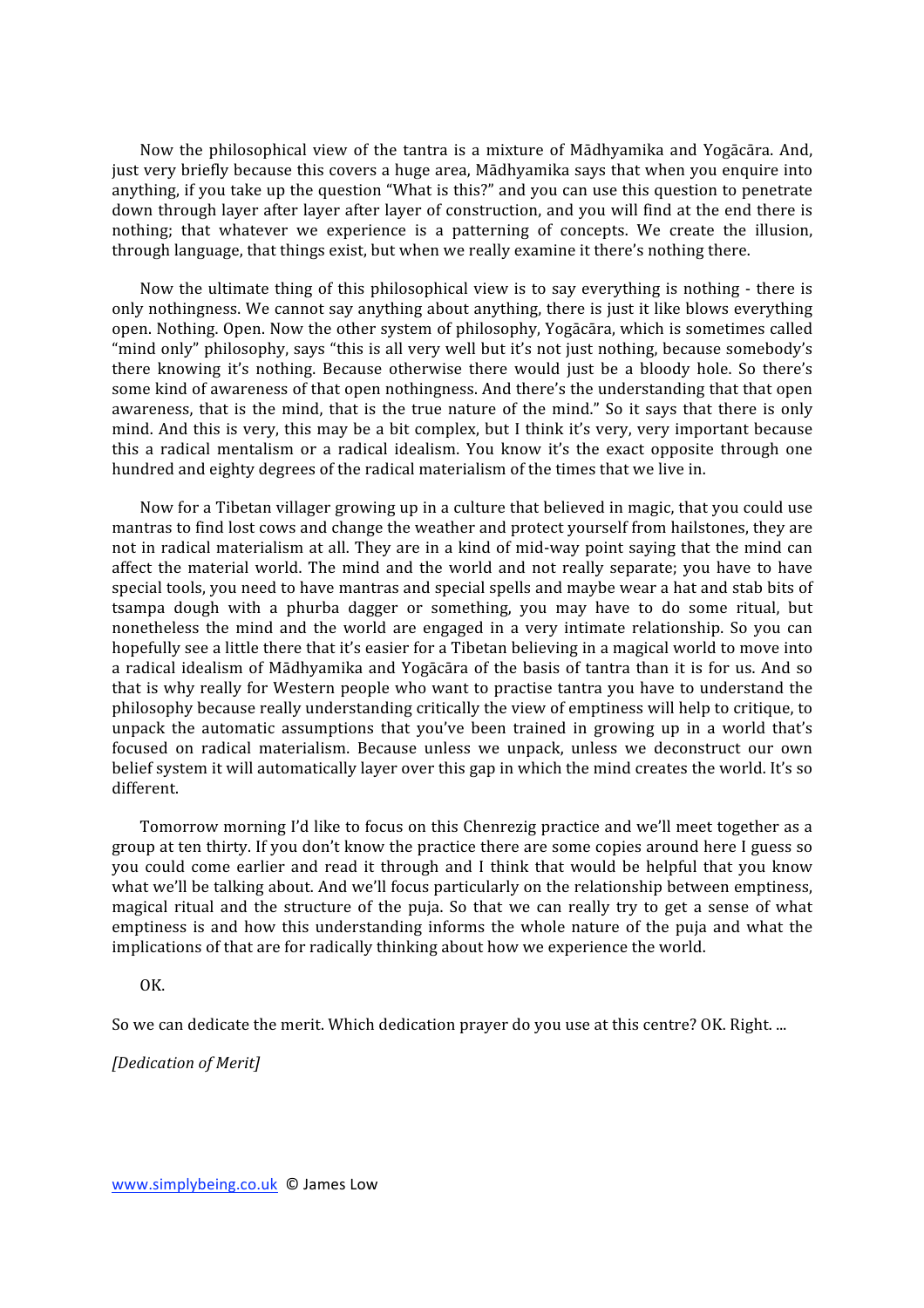Now the philosophical view of the tantra is a mixture of Mādhyamika and Yogācāra. And, just very briefly because this covers a huge area, Mādhyamika says that when you enquire into anything, if you take up the question "What is this?" and you can use this question to penetrate down through layer after layer after layer of construction, and you will find at the end there is nothing; that whatever we experience is a patterning of concepts. We create the illusion, through language, that things exist, but when we really examine it there's nothing there.

Now the ultimate thing of this philosophical view is to say everything is nothing - there is only nothingness. We cannot say anything about anything, there is just it like blows everything open. Nothing. Open. Now the other system of philosophy, Yogācāra, which is sometimes called "mind only" philosophy, says "this is all very well but it's not just nothing, because somebody's there knowing it's nothing. Because otherwise there would just be a bloody hole. So there's some kind of awareness of that open nothingness. And there's the understanding that that open awareness, that is the mind, that is the true nature of the mind." So it says that there is only mind. And this is very, this may be a bit complex, but I think it's very, very important because this a radical mentalism or a radical idealism. You know it's the exact opposite through one hundred and eighty degrees of the radical materialism of the times that we live in.

Now for a Tibetan villager growing up in a culture that believed in magic, that you could use mantras to find lost cows and change the weather and protect yourself from hailstones, they are not in radical materialism at all. They are in a kind of mid-way point saying that the mind can affect the material world. The mind and the world and not really separate; you have to have special tools, you need to have mantras and special spells and maybe wear a hat and stab bits of tsampa dough with a phurba dagger or something, you may have to do some ritual, but nonetheless the mind and the world are engaged in a very intimate relationship. So you can hopefully see a little there that it's easier for a Tibetan believing in a magical world to move into a radical idealism of Mādhyamika and Yogācāra of the basis of tantra than it is for us. And so that is why really for Western people who want to practise tantra you have to understand the philosophy because really understanding critically the view of emptiness will help to critique, to unpack the automatic assumptions that you've been trained in growing up in a world that's focused on radical materialism. Because unless we unpack, unless we deconstruct our own belief system it will automatically layer over this gap in which the mind creates the world. It's so different.

Tomorrow morning I'd like to focus on this Chenrezig practice and we'll meet together as a group at ten thirty. If you don't know the practice there are some copies around here I guess so you could come earlier and read it through and I think that would be helpful that you know what we'll be talking about. And we'll focus particularly on the relationship between emptiness, magical ritual and the structure of the puja. So that we can really try to get a sense of what emptiness is and how this understanding informs the whole nature of the puja and what the implications of that are for radically thinking about how we experience the world.

OK.

So we can dedicate the merit. Which dedication prayer do you use at this centre? OK. Right. ...

*[Dedication of Merit]*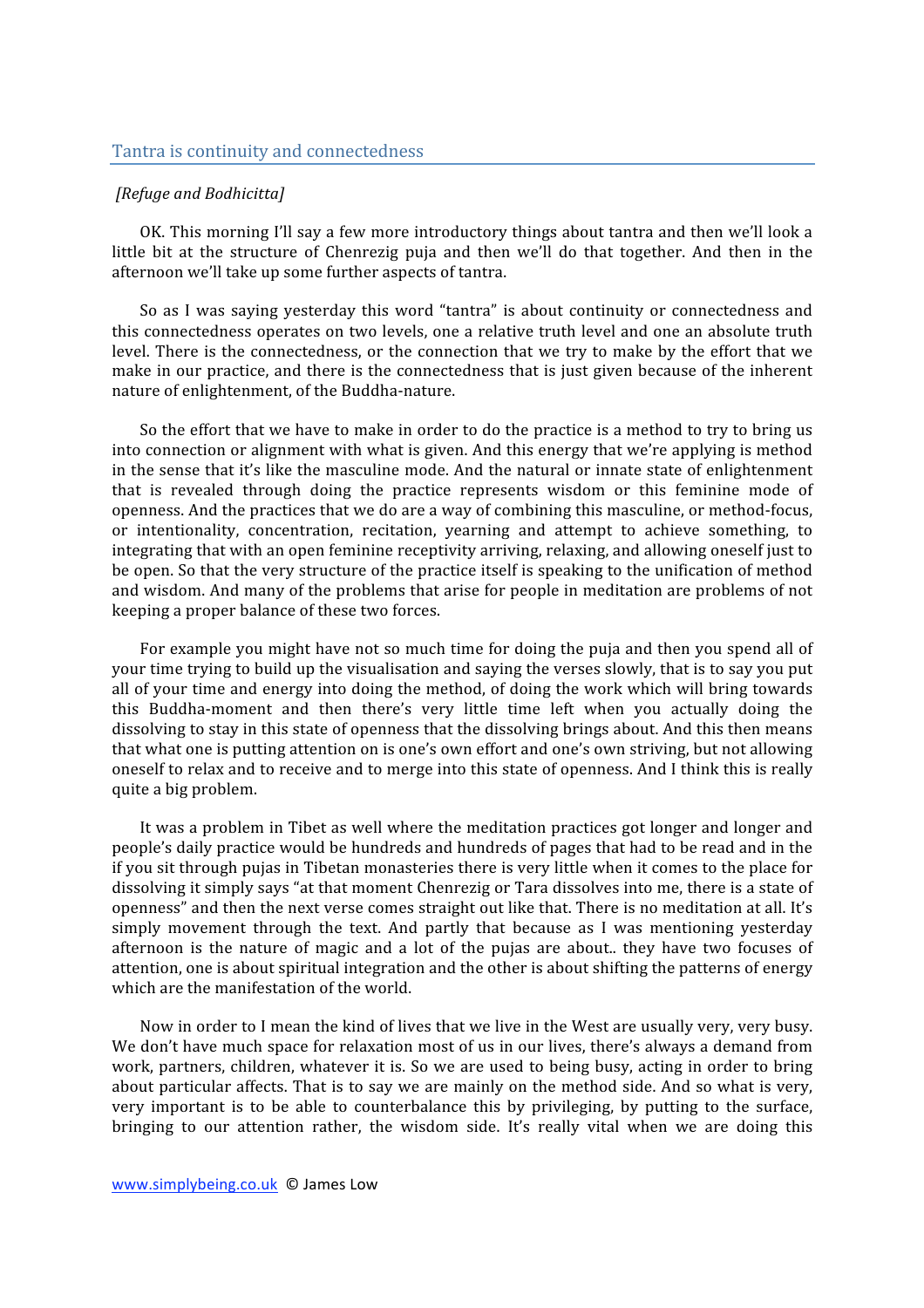## Tantra is continuity and connectedness

*[Refuge and Bodhicitta]*

OK. This morning I'll say a few more introductory things about tantra and then we'll look a little bit at the structure of Chenrezig puja and then we'll do that together. And then in the afternoon we'll take up some further aspects of tantra.

So as I was saying yesterday this word "tantra" is about continuity or connectedness and this connectedness operates on two levels, one a relative truth level and one an absolute truth level. There is the connectedness, or the connection that we try to make by the effort that we make in our practice, and there is the connectedness that is just given because of the inherent nature of enlightenment, of the Buddha-nature.

So the effort that we have to make in order to do the practice is a method to try to bring us into connection or alignment with what is given. And this energy that we're applying is method in the sense that it's like the masculine mode. And the natural or innate state of enlightenment that is revealed through doing the practice represents wisdom or this feminine mode of openness. And the practices that we do are a way of combining this masculine, or method-focus, or intentionality, concentration, recitation, yearning and attempt to achieve something, to integrating that with an open feminine receptivity arriving, relaxing, and allowing oneself just to be open. So that the very structure of the practice itself is speaking to the unification of method and wisdom. And many of the problems that arise for people in meditation are problems of not keeping a proper balance of these two forces.

For example you might have not so much time for doing the puja and then you spend all of your time trying to build up the visualisation and saying the verses slowly, that is to say you put all of your time and energy into doing the method, of doing the work which will bring towards this Buddha-moment and then there's very little time left when you actually doing the dissolving to stay in this state of openness that the dissolving brings about. And this then means that what one is putting attention on is one's own effort and one's own striving, but not allowing oneself to relax and to receive and to merge into this state of openness. And I think this is really quite a big problem.

It was a problem in Tibet as well where the meditation practices got longer and longer and people's daily practice would be hundreds and hundreds of pages that had to be read and in the if you sit through pujas in Tibetan monasteries there is very little when it comes to the place for dissolving it simply says "at that moment Chenrezig or Tara dissolves into me, there is a state of openness" and then the next verse comes straight out like that. There is no meditation at all. It's simply movement through the text. And partly that because as I was mentioning yesterday afternoon is the nature of magic and a lot of the pujas are about.. they have two focuses of attention, one is about spiritual integration and the other is about shifting the patterns of energy which are the manifestation of the world.

Now in order to I mean the kind of lives that we live in the West are usually very, very busy. We don't have much space for relaxation most of us in our lives, there's always a demand from work, partners, children, whatever it is. So we are used to being busy, acting in order to bring about particular affects. That is to say we are mainly on the method side. And so what is very, very important is to be able to counterbalance this by privileging, by putting to the surface, bringing to our attention rather, the wisdom side. It's really vital when we are doing this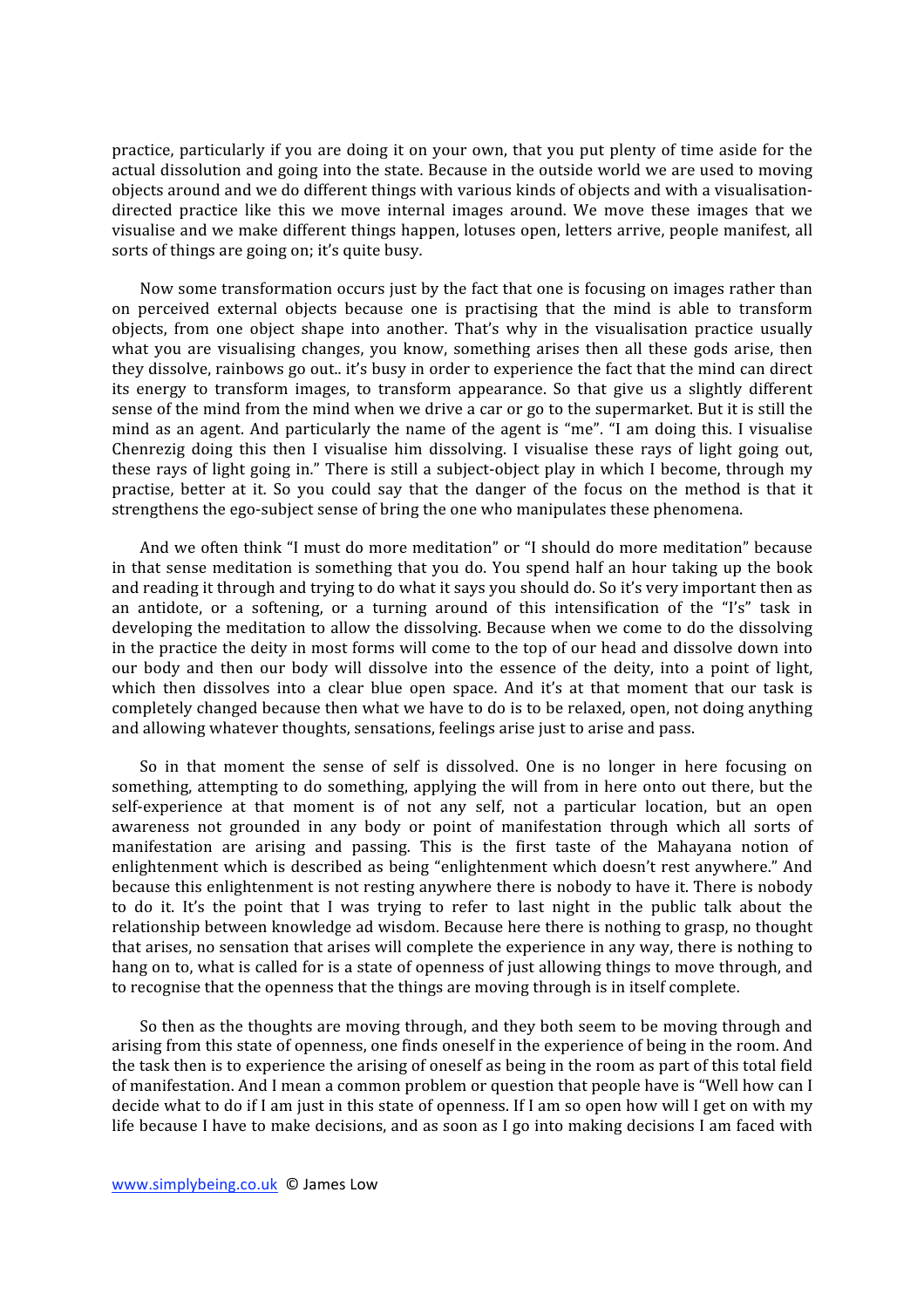practice, particularly if you are doing it on your own, that you put plenty of time aside for the actual dissolution and going into the state. Because in the outside world we are used to moving objects around and we do different things with various kinds of objects and with a visualisation-directed practice like this we move internal images around. We move these images that we visualise and we make different things happen, lotuses open, letters arrive, people manifest, all sorts of things are going on; it's quite busy.

Now some transformation occurs just by the fact that one is focusing on images rather than on perceived external objects because one is practising that the mind is able to transform objects, from one object shape into another. That's why in the visualisation practice usually what you are visualising changes, you know, something arises then all these gods arise, then they dissolve, rainbows go out.. it's busy in order to experience the fact that the mind can direct its energy to transform images, to transform appearance. So that give us a slightly different sense of the mind from the mind when we drive a car or go to the supermarket. But it is still the mind as an agent. And particularly the name of the agent is "me". "I am doing this. I visualise Chenrezig doing this then I visualise him dissolving. I visualise these rays of light going out, these rays of light going in." There is still a subject-object play in which I become, through my practise, better at it. So you could say that the danger of the focus on the method is that it strengthens the ego-subject sense of bring the one who manipulates these phenomena.

And we often think "I must do more meditation" or "I should do more meditation" because in that sense meditation is something that you do. You spend half an hour taking up the book and reading it through and trying to do what it says you should do. So it's very important then as an antidote, or a softening, or a turning around of this intensification of the "I's" task in developing the meditation to allow the dissolving. Because when we come to do the dissolving in the practice the deity in most forms will come to the top of our head and dissolve down into our body and then our body will dissolve into the essence of the deity, into a point of light, which then dissolves into a clear blue open space. And it's at that moment that our task is completely changed because then what we have to do is to be relaxed, open, not doing anything and allowing whatever thoughts, sensations, feelings arise just to arise and pass.

So in that moment the sense of self is dissolved. One is no longer in here focusing on something, attempting to do something, applying the will from in here onto out there, but the self-experience at that moment is of not any self, not a particular location, but an open awareness not grounded in any body or point of manifestation through which all sorts of manifestation are arising and passing. This is the first taste of the Mahayana notion of enlightenment which is described as being "enlightenment which doesn't rest anywhere." And because this enlightenment is not resting anywhere there is nobody to have it. There is nobody to do it. It's the point that I was trying to refer to last night in the public talk about the relationship between knowledge ad wisdom. Because here there is nothing to grasp, no thought that arises, no sensation that arises will complete the experience in any way, there is nothing to hang on to, what is called for is a state of openness of just allowing things to move through, and to recognise that the openness that the things are moving through is in itself complete.

So then as the thoughts are moving through, and they both seem to be moving through and arising from this state of openness, one finds oneself in the experience of being in the room. And the task then is to experience the arising of oneself as being in the room as part of this total field of manifestation. And I mean a common problem or question that people have is "Well how can I decide what to do if I am just in this state of openness. If I am so open how will I get on with my life because I have to make decisions, and as soon as I go into making decisions I am faced with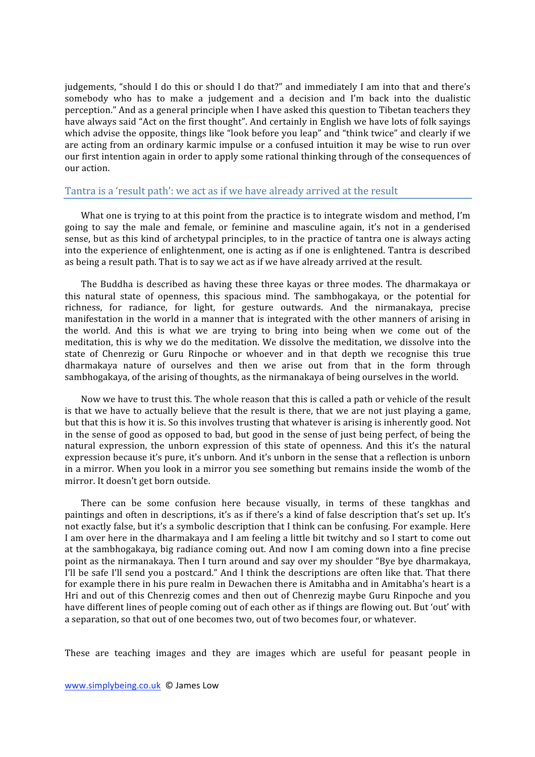judgements, "should I do this or should I do that?" and immediately I am into that and there's somebody who has to make a judgement and a decision and I'm back into the dualistic perception." And as a general principle when I have asked this question to Tibetan teachers they have always said "Act on the first thought". And certainly in English we have lots of folk sayings which advise the opposite, things like "look before you leap" and "think twice" and clearly if we are acting from an ordinary karmic impulse or a confused intuition it may be wise to run over our first intention again in order to apply some rational thinking through of the consequences of our action.

## Tantra is a 'result path': we act as if we have already arrived at the result

What one is trying to at this point from the practice is to integrate wisdom and method, I'm going to say the male and female, or feminine and masculine again, it's not in a genderised sense, but as this kind of archetypal principles, to in the practice of tantra one is always acting into the experience of enlightenment, one is acting as if one is enlightened. Tantra is described as being a result path. That is to say we act as if we have already arrived at the result.

The Buddha is described as having these three kayas or three modes. The dharmakaya or this natural state of openness, this spacious mind. The sambhogakaya, or the potential for richness, for radiance, for light, for gesture outwards. And the nirmanakaya, precise manifestation in the world in a manner that is integrated with the other manners of arising in the world. And this is what we are trying to bring into being when we come out of the meditation, this is why we do the meditation. We dissolve the meditation, we dissolve into the state of Chenrezig or Guru Rinpoche or whoever and in that depth we recognise this true dharmakaya nature of ourselves and then we arise out from that in the form through sambhogakaya, of the arising of thoughts, as the nirmanakaya of being ourselves in the world.

Now we have to trust this. The whole reason that this is called a path or vehicle of the result is that we have to actually believe that the result is there, that we are not just playing a game, but that this is how it is. So this involves trusting that whatever is arising is inherently good. Not in the sense of good as opposed to bad, but good in the sense of just being perfect, of being the natural expression, the unborn expression of this state of openness. And this it's the natural expression because it's pure, it's unborn. And it's unborn in the sense that a reflection is unborn in a mirror. When you look in a mirror you see something but remains inside the womb of the mirror. It doesn't get born outside.

There can be some confusion here because visually, in terms of these tangkhas and paintings and often in descriptions, it's as if there's a kind of false description that's set up. It's not exactly false, but it's a symbolic description that I think can be confusing. For example. Here I am over here in the dharmakaya and I am feeling a little bit twitchy and so I start to come out at the sambhogakaya, big radiance coming out. And now I am coming down into a fine precise point as the nirmanakaya. Then I turn around and say over my shoulder "Bye bye dharmakaya, I'll be safe I'll send you a postcard." And I think the descriptions are often like that. That there for example there in his pure realm in Dewachen there is Amitabha and in Amitabha's heart is a Hri and out of this Chenrezig comes and then out of Chenrezig maybe Guru Rinpoche and you have different lines of people coming out of each other as if things are flowing out. But 'out' with a separation, so that out of one becomes two, out of two becomes four, or whatever.

These are teaching images and they are images which are useful for peasant people in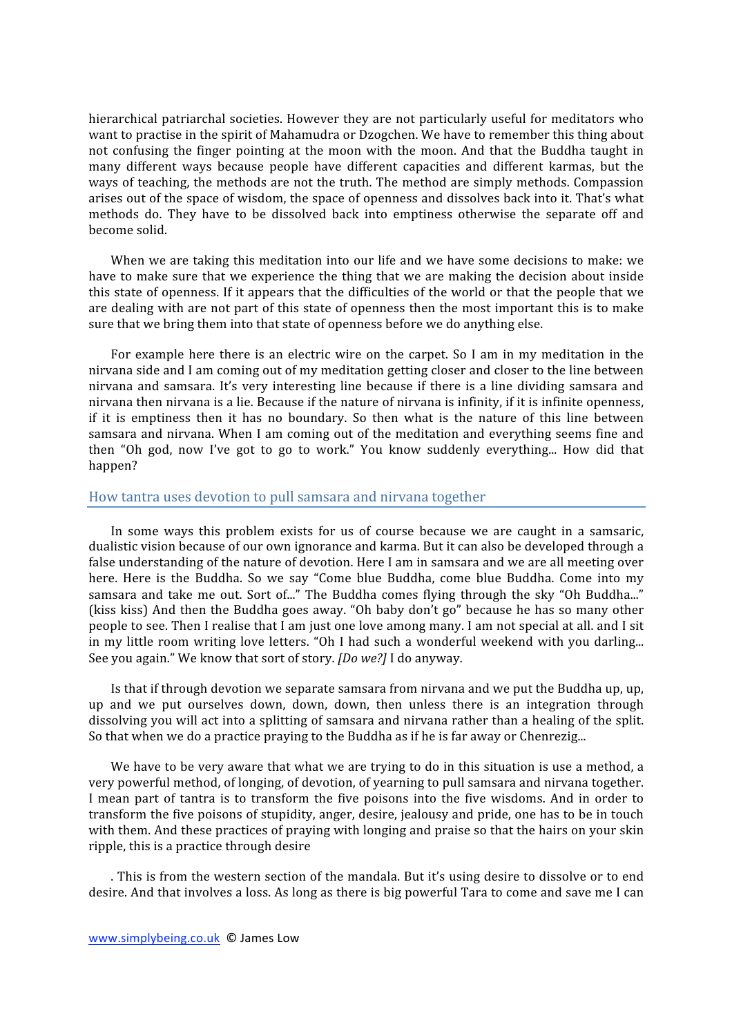hierarchical patriarchal societies. However they are not particularly useful for meditators who want to practise in the spirit of Mahamudra or Dzogchen. We have to remember this thing about not confusing the finger pointing at the moon with the moon. And that the Buddha taught in many different ways because people have different capacities and different karmas, but the ways of teaching, the methods are not the truth. The method are simply methods. Compassion arises out of the space of wisdom, the space of openness and dissolves back into it. That's what methods do. They have to be dissolved back into emptiness otherwise the separate off and become solid.

When we are taking this meditation into our life and we have some decisions to make: we have to make sure that we experience the thing that we are making the decision about inside this state of openness. If it appears that the difficulties of the world or that the people that we are dealing with are not part of this state of openness then the most important this is to make sure that we bring them into that state of openness before we do anything else.

For example here there is an electric wire on the carpet. So I am in my meditation in the nirvana side and I am coming out of my meditation getting closer and closer to the line between nirvana and samsara. It's very interesting line because if there is a line dividing samsara and nirvana then nirvana is a lie. Because if the nature of nirvana is infinity, if it is infinite openness, if it is emptiness then it has no boundary. So then what is the nature of this line between samsara and nirvana. When I am coming out of the meditation and everything seems fine and then "Oh god, now I've got to go to work." You know suddenly everything... How did that happen?

## How tantra uses devotion to pull samsara and nirvana together

In some ways this problem exists for us of course because we are caught in a samsaric, dualistic vision because of our own ignorance and karma. But it can also be developed through a false understanding of the nature of devotion. Here I am in samsara and we are all meeting over here. Here is the Buddha. So we say "Come blue Buddha, come blue Buddha. Come into my samsara and take me out. Sort of..." The Buddha comes flying through the sky "Oh Buddha..." (kiss kiss) And then the Buddha goes away. "Oh baby don't go" because he has so many other people to see. Then I realise that I am just one love among many. I am not special at all. and I sit in my little room writing love letters. "Oh I had such a wonderful weekend with you darling... See you again." We know that sort of story. *[Do we?]* I do anyway.

Is that if through devotion we separate samsara from nirvana and we put the Buddha up, up, up and we put ourselves down, down, down, then unless there is an integration through dissolving you will act into a splitting of samsara and nirvana rather than a healing of the split. So that when we do a practice praying to the Buddha as if he is far away or Chenrezig...

We have to be very aware that what we are trying to do in this situation is use a method, a very powerful method, of longing, of devotion, of yearning to pull samsara and nirvana together. I mean part of tantra is to transform the five poisons into the five wisdoms. And in order to transform the five poisons of stupidity, anger, desire, jealousy and pride, one has to be in touch with them. And these practices of praying with longing and praise so that the hairs on your skin ripple, this is a practice through desire

. This is from the western section of the mandala. But it's using desire to dissolve or to end desire. And that involves a loss. As long as there is big powerful Tara to come and save me I can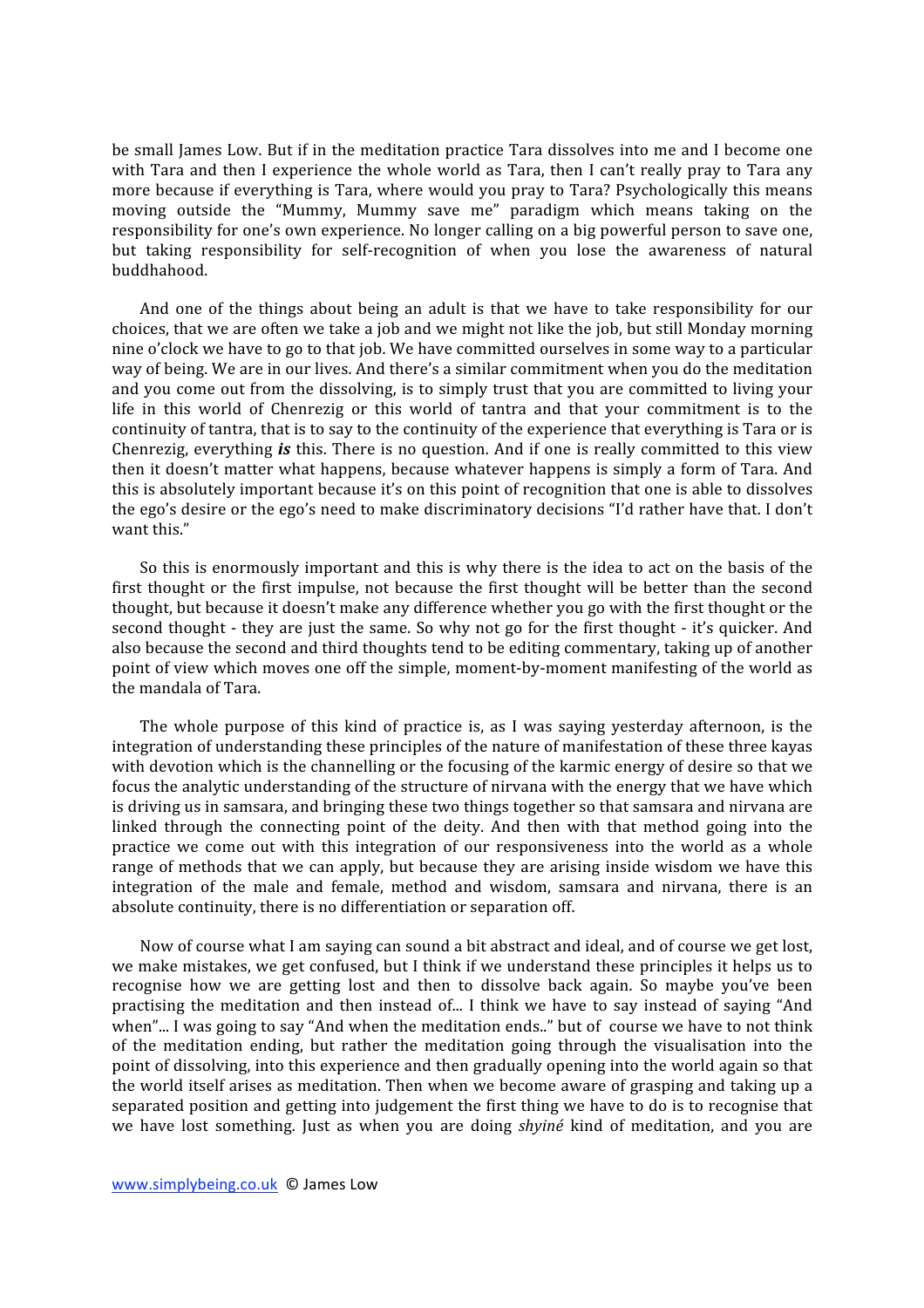be small James Low. But if in the meditation practice Tara dissolves into me and I become one with Tara and then I experience the whole world as Tara, then I can't really pray to Tara any more because if everything is Tara, where would you pray to Tara? Psychologically this means moving outside the "Mummy, Mummy save me" paradigm which means taking on the responsibility for one's own experience. No longer calling on a big powerful person to save one, but taking responsibility for self-recognition of when you lose the awareness of natural buddhahood.

And one of the things about being an adult is that we have to take responsibility for our choices, that we are often we take a job and we might not like the job, but still Monday morning nine o'clock we have to go to that job. We have committed ourselves in some way to a particular way of being. We are in our lives. And there's a similar commitment when you do the meditation and you come out from the dissolving, is to simply trust that you are committed to living your life in this world of Chenrezig or this world of tantra and that your commitment is to the continuity of tantra, that is to say to the continuity of the experience that everything is Tara or is Chenrezig, everything ***is*** this. There is no question. And if one is really committed to this view then it doesn't matter what happens, because whatever happens is simply a form of Tara. And this is absolutely important because it's on this point of recognition that one is able to dissolves the ego's desire or the ego's need to make discriminatory decisions "I'd rather have that. I don't want this."

So this is enormously important and this is why there is the idea to act on the basis of the first thought or the first impulse, not because the first thought will be better than the second thought, but because it doesn't make any difference whether you go with the first thought or the second thought - they are just the same. So why not go for the first thought - it's quicker. And also because the second and third thoughts tend to be editing commentary, taking up of another point of view which moves one off the simple, moment-by-moment manifesting of the world as the mandala of Tara.

The whole purpose of this kind of practice is, as I was saying yesterday afternoon, is the integration of understanding these principles of the nature of manifestation of these three kayas with devotion which is the channelling or the focusing of the karmic energy of desire so that we focus the analytic understanding of the structure of nirvana with the energy that we have which is driving us in samsara, and bringing these two things together so that samsara and nirvana are linked through the connecting point of the deity. And then with that method going into the practice we come out with this integration of our responsiveness into the world as a whole range of methods that we can apply, but because they are arising inside wisdom we have this integration of the male and female, method and wisdom, samsara and nirvana, there is an absolute continuity, there is no differentiation or separation off.

Now of course what I am saying can sound a bit abstract and ideal, and of course we get lost, we make mistakes, we get confused, but I think if we understand these principles it helps us to recognise how we are getting lost and then to dissolve back again. So maybe you've been practising the meditation and then instead of... I think we have to say instead of saying "And when"... I was going to say "And when the meditation ends.." but of course we have to not think of the meditation ending, but rather the meditation going through the visualisation into the point of dissolving, into this experience and then gradually opening into the world again so that the world itself arises as meditation. Then when we become aware of grasping and taking up a separated position and getting into judgement the first thing we have to do is to recognise that we have lost something. Just as when you are doing *shyiné* kind of meditation, and you are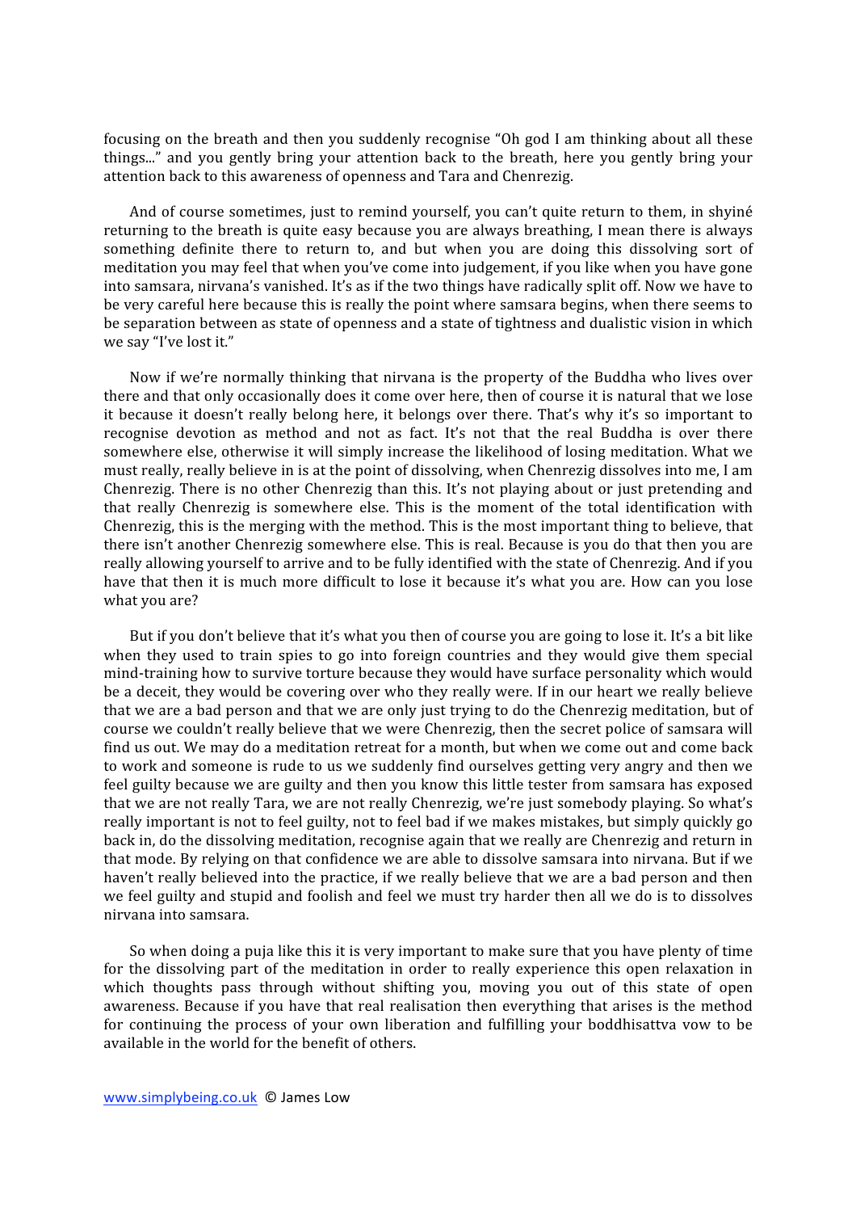focusing on the breath and then you suddenly recognise "Oh god I am thinking about all these things..." and you gently bring your attention back to the breath, here you gently bring your attention back to this awareness of openness and Tara and Chenrezig.

And of course sometimes, just to remind yourself, you can't quite return to them, in shyiné returning to the breath is quite easy because you are always breathing, I mean there is always something definite there to return to, and but when you are doing this dissolving sort of meditation you may feel that when you've come into judgement, if you like when you have gone into samsara, nirvana's vanished. It's as if the two things have radically split off. Now we have to be very careful here because this is really the point where samsara begins, when there seems to be separation between as state of openness and a state of tightness and dualistic vision in which we say "I've lost it."

Now if we're normally thinking that nirvana is the property of the Buddha who lives over there and that only occasionally does it come over here, then of course it is natural that we lose it because it doesn't really belong here, it belongs over there. That's why it's so important to recognise devotion as method and not as fact. It's not that the real Buddha is over there somewhere else, otherwise it will simply increase the likelihood of losing meditation. What we must really, really believe in is at the point of dissolving, when Chenrezig dissolves into me, I am Chenrezig. There is no other Chenrezig than this. It's not playing about or just pretending and that really Chenrezig is somewhere else. This is the moment of the total identification with Chenrezig, this is the merging with the method. This is the most important thing to believe, that there isn't another Chenrezig somewhere else. This is real. Because is you do that then you are really allowing yourself to arrive and to be fully identified with the state of Chenrezig. And if you have that then it is much more difficult to lose it because it's what you are. How can you lose what you are?

But if you don't believe that it's what you then of course you are going to lose it. It's a bit like when they used to train spies to go into foreign countries and they would give them special mind-training how to survive torture because they would have surface personality which would be a deceit, they would be covering over who they really were. If in our heart we really believe that we are a bad person and that we are only just trying to do the Chenrezig meditation, but of course we couldn't really believe that we were Chenrezig, then the secret police of samsara will find us out. We may do a meditation retreat for a month, but when we come out and come back to work and someone is rude to us we suddenly find ourselves getting very angry and then we feel guilty because we are guilty and then you know this little tester from samsara has exposed that we are not really Tara, we are not really Chenrezig, we're just somebody playing. So what's really important is not to feel guilty, not to feel bad if we makes mistakes, but simply quickly go back in, do the dissolving meditation, recognise again that we really are Chenrezig and return in that mode. By relying on that confidence we are able to dissolve samsara into nirvana. But if we haven't really believed into the practice, if we really believe that we are a bad person and then we feel guilty and stupid and foolish and feel we must try harder then all we do is to dissolves nirvana into samsara.

So when doing a puja like this it is very important to make sure that you have plenty of time for the dissolving part of the meditation in order to really experience this open relaxation in which thoughts pass through without shifting you, moving you out of this state of open awareness. Because if you have that real realisation then everything that arises is the method for continuing the process of your own liberation and fulfilling your boddhisattva vow to be available in the world for the benefit of others.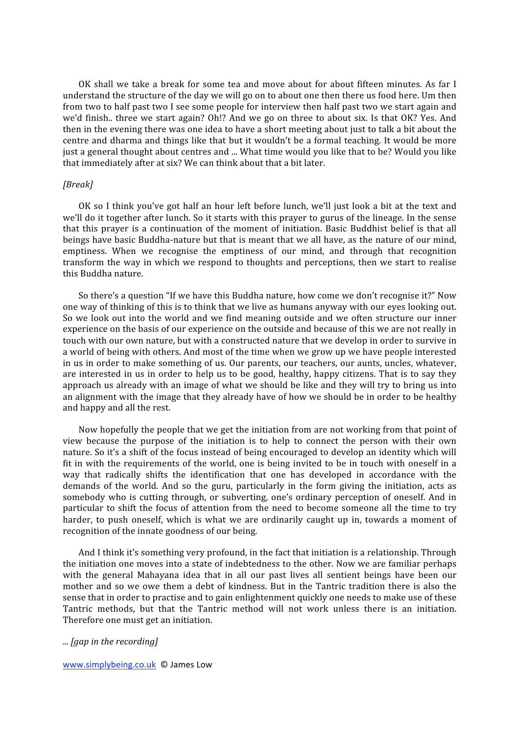OK shall we take a break for some tea and move about for about fifteen minutes. As far I understand the structure of the day we will go on to about one then there us food here. Um then from two to half past two I see some people for interview then half past two we start again and we'd finish.. three we start again? Oh!? And we go on three to about six. Is that OK? Yes. And then in the evening there was one idea to have a short meeting about just to talk a bit about the centre and dharma and things like that but it wouldn't be a formal teaching. It would be more just a general thought about centres and ... What time would you like that to be? Would you like that immediately after at six? We can think about that a bit later.

*[Break]*

OK so I think you've got half an hour left before lunch, we'll just look a bit at the text and we'll do it together after lunch. So it starts with this prayer to gurus of the lineage. In the sense that this prayer is a continuation of the moment of initiation. Basic Buddhist belief is that all beings have basic Buddha-nature but that is meant that we all have, as the nature of our mind, emptiness. When we recognise the emptiness of our mind, and through that recognition transform the way in which we respond to thoughts and perceptions, then we start to realise this Buddha nature.

So there's a question "If we have this Buddha nature, how come we don't recognise it?" Now one way of thinking of this is to think that we live as humans anyway with our eyes looking out. So we look out into the world and we find meaning outside and we often structure our inner experience on the basis of our experience on the outside and because of this we are not really in touch with our own nature, but with a constructed nature that we develop in order to survive in a world of being with others. And most of the time when we grow up we have people interested in us in order to make something of us. Our parents, our teachers, our aunts, uncles, whatever, are interested in us in order to help us to be good, healthy, happy citizens. That is to say they approach us already with an image of what we should be like and they will try to bring us into an alignment with the image that they already have of how we should be in order to be healthy and happy and all the rest.

Now hopefully the people that we get the initiation from are not working from that point of view because the purpose of the initiation is to help to connect the person with their own nature. So it's a shift of the focus instead of being encouraged to develop an identity which will fit in with the requirements of the world, one is being invited to be in touch with oneself in a way that radically shifts the identification that one has developed in accordance with the demands of the world. And so the guru, particularly in the form giving the initiation, acts as somebody who is cutting through, or subverting, one's ordinary perception of oneself. And in particular to shift the focus of attention from the need to become someone all the time to try harder, to push oneself, which is what we are ordinarily caught up in, towards a moment of recognition of the innate goodness of our being.

And I think it's something very profound, in the fact that initiation is a relationship. Through the initiation one moves into a state of indebtedness to the other. Now we are familiar perhaps with the general Mahayana idea that in all our past lives all sentient beings have been our mother and so we owe them a debt of kindness. But in the Tantric tradition there is also the sense that in order to practise and to gain enlightenment quickly one needs to make use of these Tantric methods, but that the Tantric method will not work unless there is an initiation. Therefore one must get an initiation.

*... [gap in the recording]*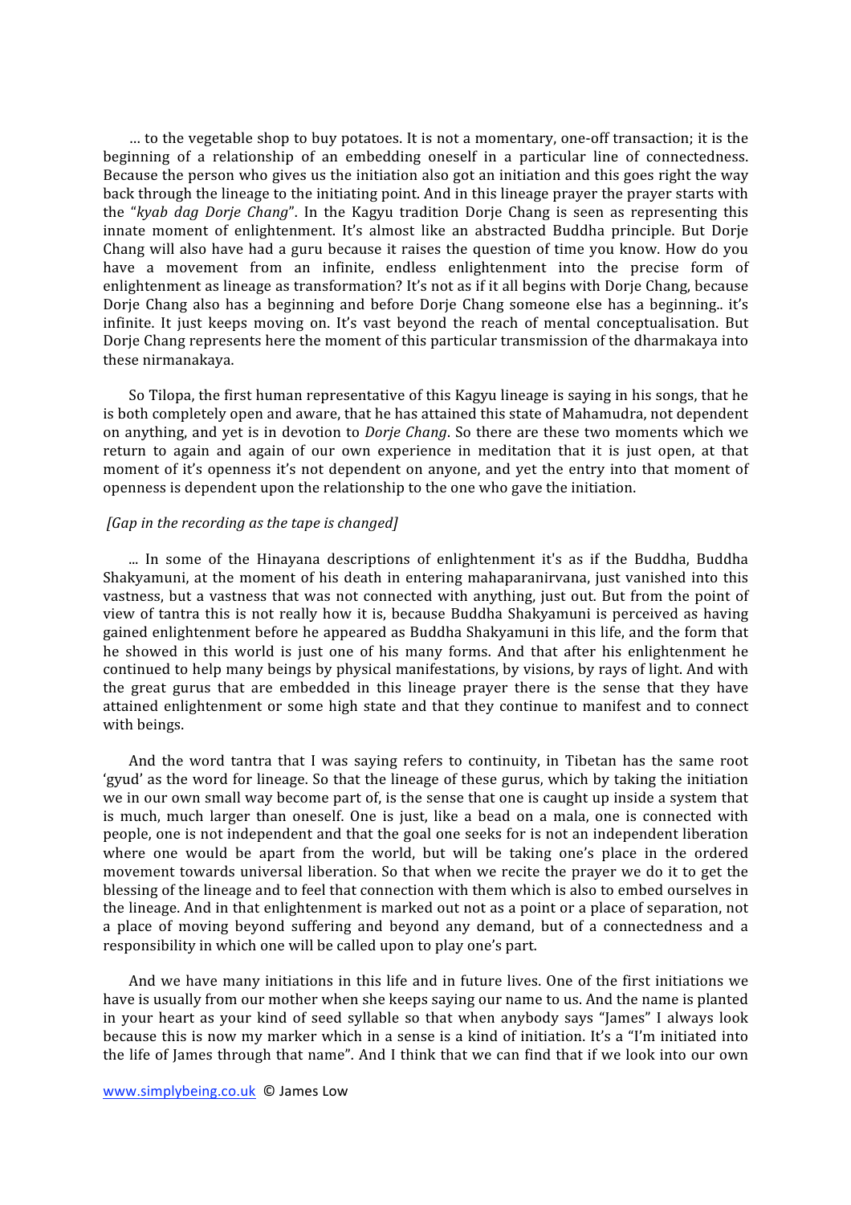… to the vegetable shop to buy potatoes. It is not a momentary, one-off transaction; it is the beginning of a relationship of an embedding oneself in a particular line of connectedness. Because the person who gives us the initiation also got an initiation and this goes right the way back through the lineage to the initiating point. And in this lineage prayer the prayer starts with the "*kyab dag Dorje Chang*". In the Kagyu tradition Dorje Chang is seen as representing this innate moment of enlightenment. It's almost like an abstracted Buddha principle. But Dorje Chang will also have had a guru because it raises the question of time you know. How do you have a movement from an infinite, endless enlightenment into the precise form of enlightenment as lineage as transformation? It's not as if it all begins with Dorje Chang, because Dorje Chang also has a beginning and before Dorje Chang someone else has a beginning.. it's infinite. It just keeps moving on. It's vast beyond the reach of mental conceptualisation. But Dorje Chang represents here the moment of this particular transmission of the dharmakaya into these nirmanakaya.

So Tilopa, the first human representative of this Kagyu lineage is saying in his songs, that he is both completely open and aware, that he has attained this state of Mahamudra, not dependent on anything, and yet is in devotion to *Dorje Chang*. So there are these two moments which we return to again and again of our own experience in meditation that it is just open, at that moment of it's openness it's not dependent on anyone, and yet the entry into that moment of openness is dependent upon the relationship to the one who gave the initiation.

*[Gap in the recording as the tape is changed]*

... In some of the Hinayana descriptions of enlightenment it's as if the Buddha, Buddha Shakyamuni, at the moment of his death in entering mahaparanirvana, just vanished into this vastness, but a vastness that was not connected with anything, just out. But from the point of view of tantra this is not really how it is, because Buddha Shakyamuni is perceived as having gained enlightenment before he appeared as Buddha Shakyamuni in this life, and the form that he showed in this world is just one of his many forms. And that after his enlightenment he continued to help many beings by physical manifestations, by visions, by rays of light. And with the great gurus that are embedded in this lineage prayer there is the sense that they have attained enlightenment or some high state and that they continue to manifest and to connect with beings.

And the word tantra that I was saying refers to continuity, in Tibetan has the same root 'gyud' as the word for lineage. So that the lineage of these gurus, which by taking the initiation we in our own small way become part of, is the sense that one is caught up inside a system that is much, much larger than oneself. One is just, like a bead on a mala, one is connected with people, one is not independent and that the goal one seeks for is not an independent liberation where one would be apart from the world, but will be taking one's place in the ordered movement towards universal liberation. So that when we recite the prayer we do it to get the blessing of the lineage and to feel that connection with them which is also to embed ourselves in the lineage. And in that enlightenment is marked out not as a point or a place of separation, not a place of moving beyond suffering and beyond any demand, but of a connectedness and a responsibility in which one will be called upon to play one's part.

And we have many initiations in this life and in future lives. One of the first initiations we have is usually from our mother when she keeps saying our name to us. And the name is planted in your heart as your kind of seed syllable so that when anybody says "James" I always look because this is now my marker which in a sense is a kind of initiation. It's a "I'm initiated into the life of James through that name". And I think that we can find that if we look into our own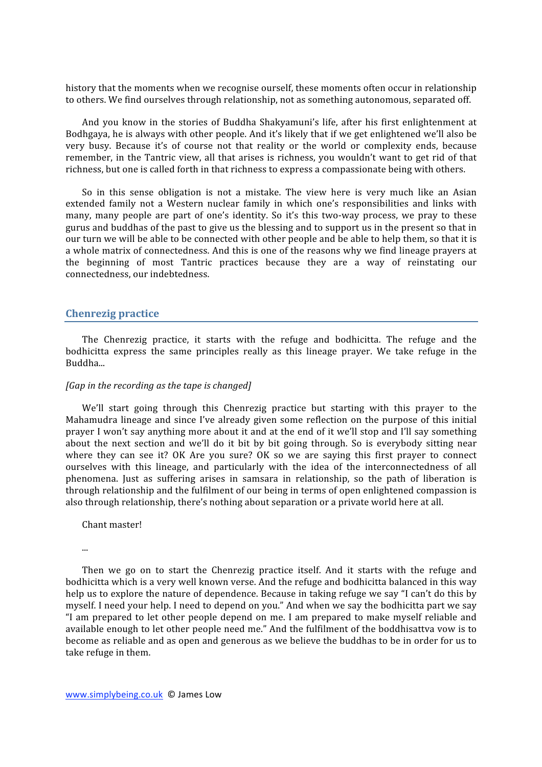history that the moments when we recognise ourself, these moments often occur in relationship to others. We find ourselves through relationship, not as something autonomous, separated off.

And you know in the stories of Buddha Shakyamuni's life, after his first enlightenment at Bodhgaya, he is always with other people. And it's likely that if we get enlightened we'll also be very busy. Because it's of course not that reality or the world or complexity ends, because remember, in the Tantric view, all that arises is richness, you wouldn't want to get rid of that richness, but one is called forth in that richness to express a compassionate being with others.

So in this sense obligation is not a mistake. The view here is very much like an Asian extended family not a Western nuclear family in which one's responsibilities and links with many, many people are part of one's identity. So it's this two-way process, we pray to these gurus and buddhas of the past to give us the blessing and to support us in the present so that in our turn we will be able to be connected with other people and be able to help them, so that it is a whole matrix of connectedness. And this is one of the reasons why we find lineage prayers at the beginning of most Tantric practices because they are a way of reinstating our connectedness, our indebtedness.

## Chenrezig practice

The Chenrezig practice, it starts with the refuge and bodhicitta. The refuge and the bodhicitta express the same principles really as this lineage prayer. We take refuge in the Buddha...

*[Gap in the recording as the tape is changed]*

We'll start going through this Chenrezig practice but starting with this prayer to the Mahamudra lineage and since I've already given some reflection on the purpose of this initial prayer I won't say anything more about it and at the end of it we'll stop and I'll say something about the next section and we'll do it bit by bit going through. So is everybody sitting near where they can see it? OK Are you sure? OK so we are saying this first prayer to connect ourselves with this lineage, and particularly with the idea of the interconnectedness of all phenomena. Just as suffering arises in samsara in relationship, so the path of liberation is through relationship and the fulfilment of our being in terms of open enlightened compassion is also through relationship, there's nothing about separation or a private world here at all.

Chant master!

...

Then we go on to start the Chenrezig practice itself. And it starts with the refuge and bodhicitta which is a very well known verse. And the refuge and bodhicitta balanced in this way help us to explore the nature of dependence. Because in taking refuge we say "I can't do this by myself. I need your help. I need to depend on you." And when we say the bodhicitta part we say "I am prepared to let other people depend on me. I am prepared to make myself reliable and available enough to let other people need me." And the fulfilment of the boddhisattva vow is to become as reliable and as open and generous as we believe the buddhas to be in order for us to take refuge in them.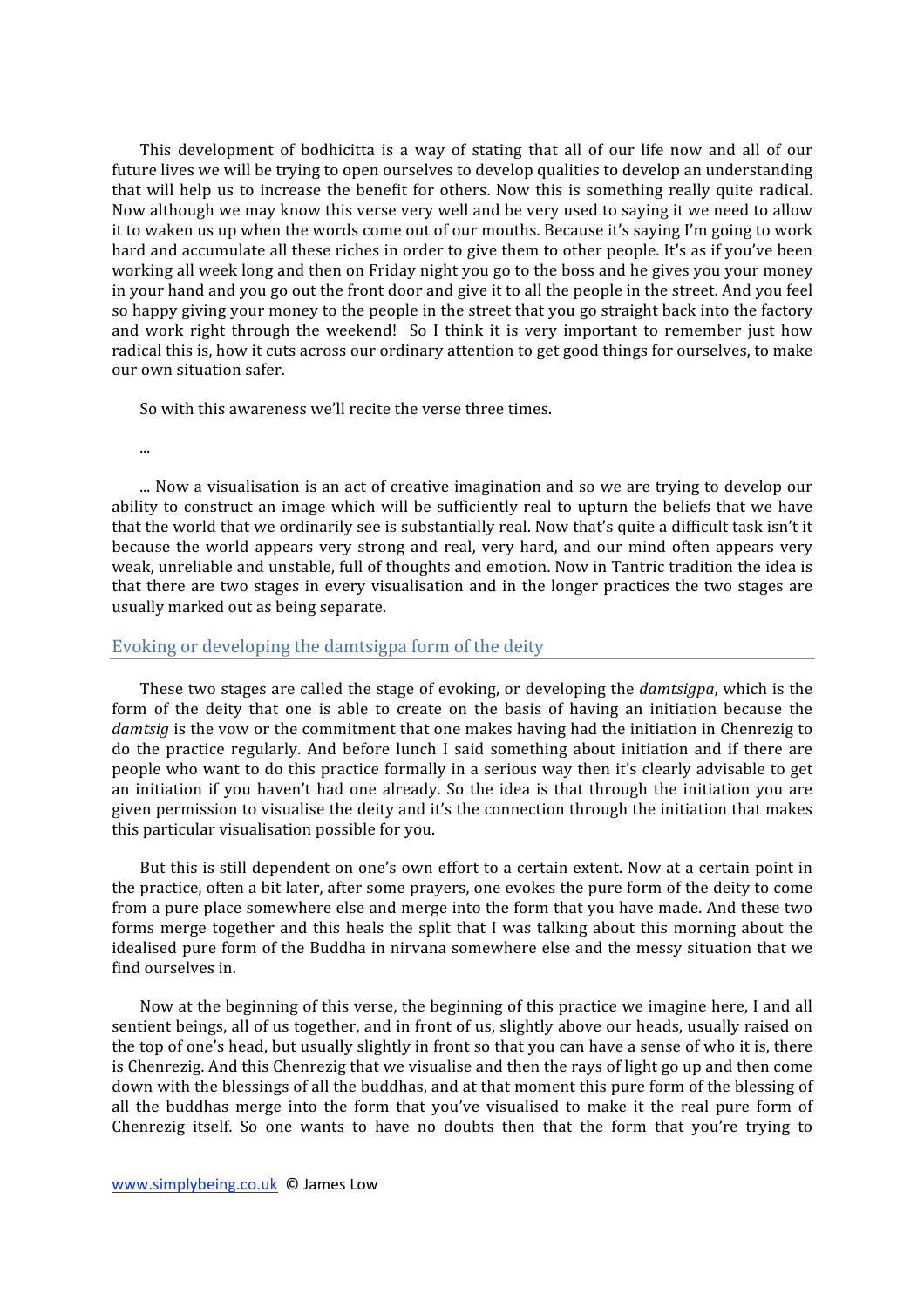This development of bodhicitta is a way of stating that all of our life now and all of our future lives we will be trying to open ourselves to develop qualities to develop an understanding that will help us to increase the benefit for others. Now this is something really quite radical. Now although we may know this verse very well and be very used to saying it we need to allow it to waken us up when the words come out of our mouths. Because it's saying I'm going to work hard and accumulate all these riches in order to give them to other people. It's as if you've been working all week long and then on Friday night you go to the boss and he gives you your money in your hand and you go out the front door and give it to all the people in the street. And you feel so happy giving your money to the people in the street that you go straight back into the factory and work right through the weekend! So I think it is very important to remember just how radical this is, how it cuts across our ordinary attention to get good things for ourselves, to make our own situation safer.

So with this awareness we'll recite the verse three times.

...

... Now a visualisation is an act of creative imagination and so we are trying to develop our ability to construct an image which will be sufficiently real to upturn the beliefs that we have that the world that we ordinarily see is substantially real. Now that's quite a difficult task isn't it because the world appears very strong and real, very hard, and our mind often appears very weak, unreliable and unstable, full of thoughts and emotion. Now in Tantric tradition the idea is that there are two stages in every visualisation and in the longer practices the two stages are usually marked out as being separate.

## Evoking or developing the damtsigpa form of the deity

These two stages are called the stage of evoking, or developing the *damtsigpa*, which is the form of the deity that one is able to create on the basis of having an initiation because the *damtsig* is the vow or the commitment that one makes having had the initiation in Chenrezig to do the practice regularly. And before lunch I said something about initiation and if there are people who want to do this practice formally in a serious way then it's clearly advisable to get an initiation if you haven't had one already. So the idea is that through the initiation you are given permission to visualise the deity and it's the connection through the initiation that makes this particular visualisation possible for you.

But this is still dependent on one's own effort to a certain extent. Now at a certain point in the practice, often a bit later, after some prayers, one evokes the pure form of the deity to come from a pure place somewhere else and merge into the form that you have made. And these two forms merge together and this heals the split that I was talking about this morning about the idealised pure form of the Buddha in nirvana somewhere else and the messy situation that we find ourselves in.

Now at the beginning of this verse, the beginning of this practice we imagine here, I and all sentient beings, all of us together, and in front of us, slightly above our heads, usually raised on the top of one's head, but usually slightly in front so that you can have a sense of who it is, there is Chenrezig. And this Chenrezig that we visualise and then the rays of light go up and then come down with the blessings of all the buddhas, and at that moment this pure form of the blessing of all the buddhas merge into the form that you've visualised to make it the real pure form of Chenrezig itself. So one wants to have no doubts then that the form that you're trying to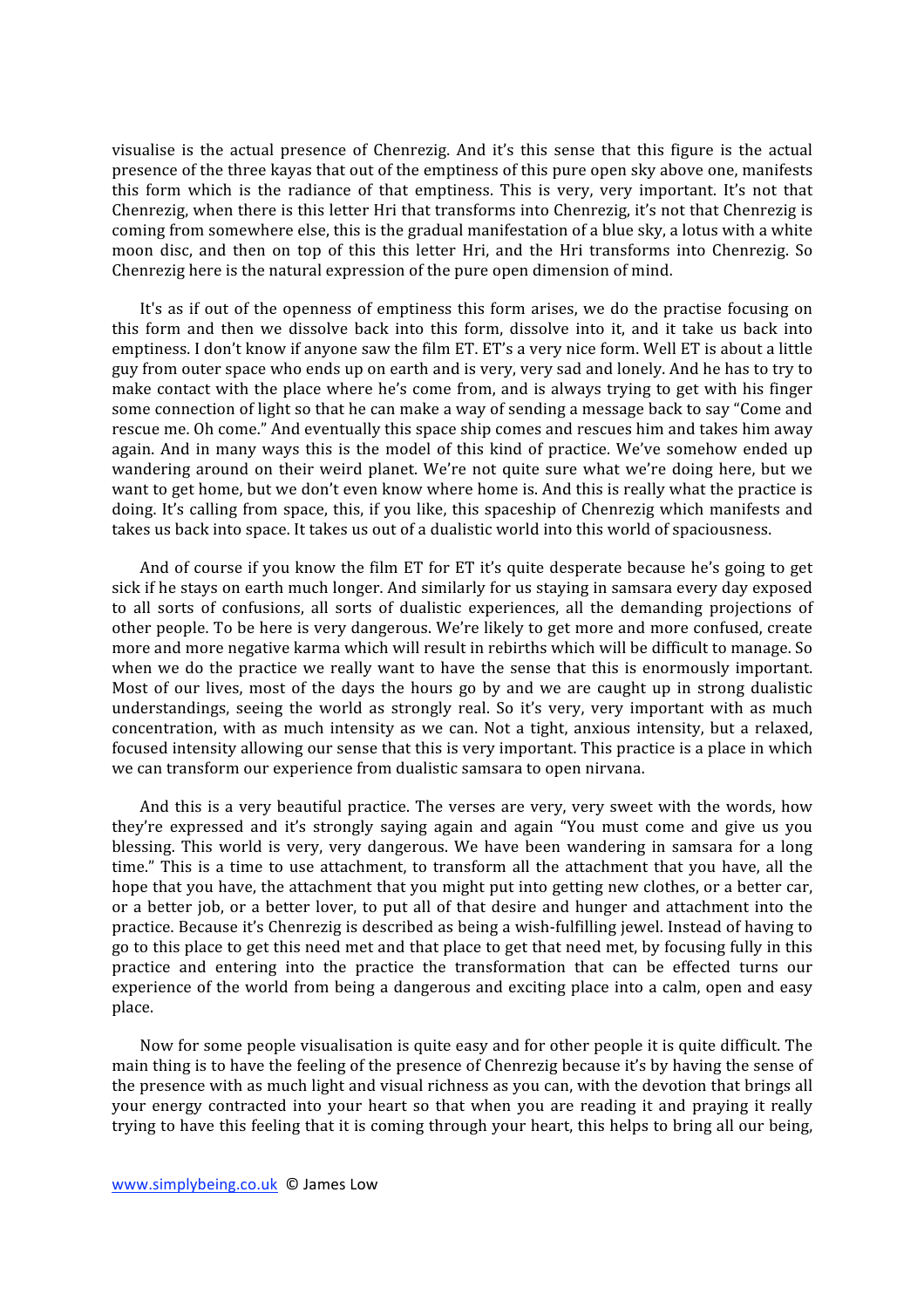visualise is the actual presence of Chenrezig. And it's this sense that this figure is the actual presence of the three kayas that out of the emptiness of this pure open sky above one, manifests this form which is the radiance of that emptiness. This is very, very important. It's not that Chenrezig, when there is this letter Hri that transforms into Chenrezig, it's not that Chenrezig is coming from somewhere else, this is the gradual manifestation of a blue sky, a lotus with a white moon disc, and then on top of this this letter Hri, and the Hri transforms into Chenrezig. So Chenrezig here is the natural expression of the pure open dimension of mind.

It's as if out of the openness of emptiness this form arises, we do the practise focusing on this form and then we dissolve back into this form, dissolve into it, and it take us back into emptiness. I don't know if anyone saw the film ET. ET's a very nice form. Well ET is about a little guy from outer space who ends up on earth and is very, very sad and lonely. And he has to try to make contact with the place where he's come from, and is always trying to get with his finger some connection of light so that he can make a way of sending a message back to say "Come and rescue me. Oh come." And eventually this space ship comes and rescues him and takes him away again. And in many ways this is the model of this kind of practice. We've somehow ended up wandering around on their weird planet. We're not quite sure what we're doing here, but we want to get home, but we don't even know where home is. And this is really what the practice is doing. It's calling from space, this, if you like, this spaceship of Chenrezig which manifests and takes us back into space. It takes us out of a dualistic world into this world of spaciousness.

And of course if you know the film ET for ET it's quite desperate because he's going to get sick if he stays on earth much longer. And similarly for us staying in samsara every day exposed to all sorts of confusions, all sorts of dualistic experiences, all the demanding projections of other people. To be here is very dangerous. We're likely to get more and more confused, create more and more negative karma which will result in rebirths which will be difficult to manage. So when we do the practice we really want to have the sense that this is enormously important. Most of our lives, most of the days the hours go by and we are caught up in strong dualistic understandings, seeing the world as strongly real. So it's very, very important with as much concentration, with as much intensity as we can. Not a tight, anxious intensity, but a relaxed, focused intensity allowing our sense that this is very important. This practice is a place in which we can transform our experience from dualistic samsara to open nirvana.

And this is a very beautiful practice. The verses are very, very sweet with the words, how they're expressed and it's strongly saying again and again "You must come and give us you blessing. This world is very, very dangerous. We have been wandering in samsara for a long time." This is a time to use attachment, to transform all the attachment that you have, all the hope that you have, the attachment that you might put into getting new clothes, or a better car, or a better job, or a better lover, to put all of that desire and hunger and attachment into the practice. Because it's Chenrezig is described as being a wish-fulfilling jewel. Instead of having to go to this place to get this need met and that place to get that need met, by focusing fully in this practice and entering into the practice the transformation that can be effected turns our experience of the world from being a dangerous and exciting place into a calm, open and easy place.

Now for some people visualisation is quite easy and for other people it is quite difficult. The main thing is to have the feeling of the presence of Chenrezig because it's by having the sense of the presence with as much light and visual richness as you can, with the devotion that brings all your energy contracted into your heart so that when you are reading it and praying it really trying to have this feeling that it is coming through your heart, this helps to bring all our being,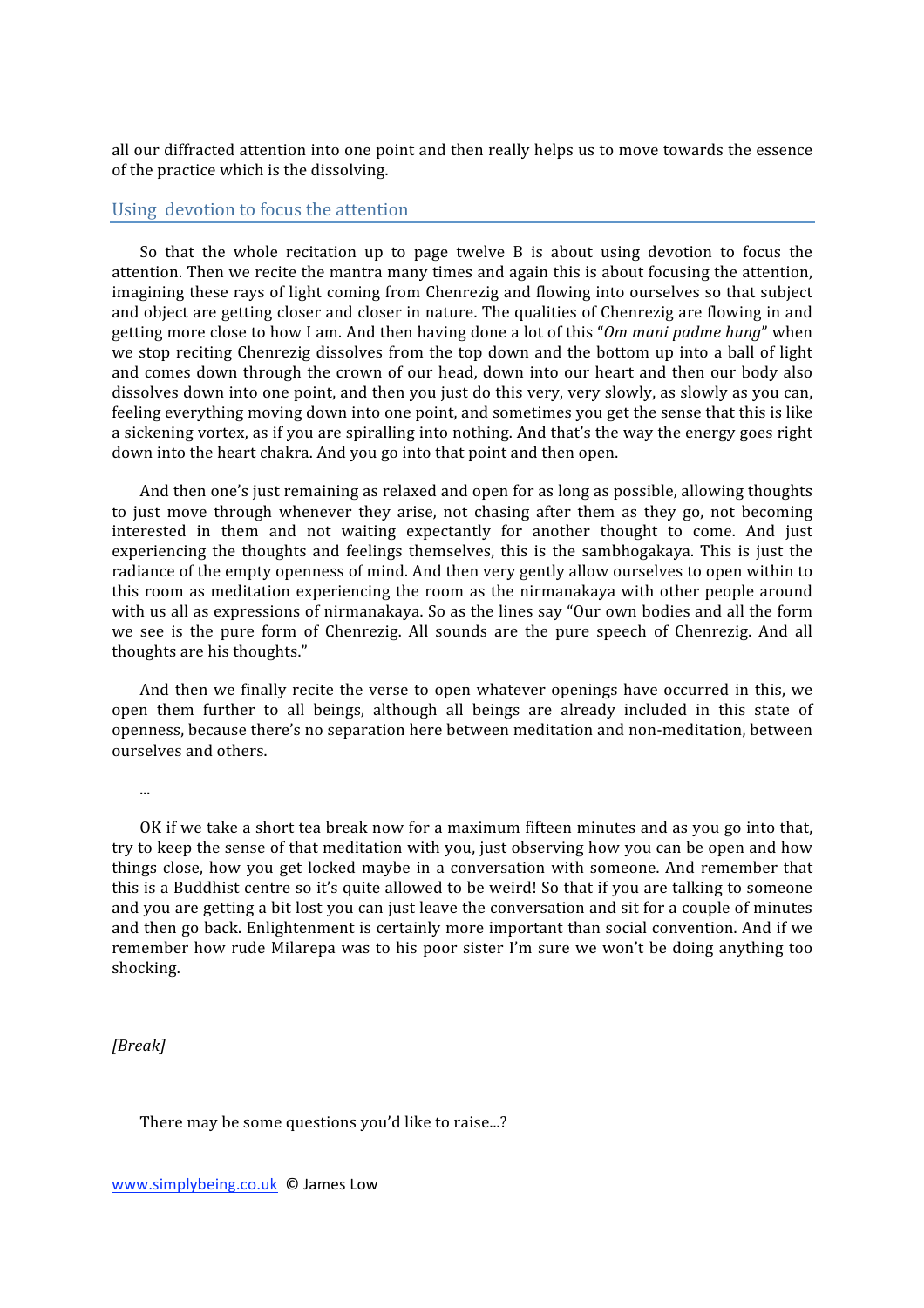all our diffracted attention into one point and then really helps us to move towards the essence of the practice which is the dissolving.

## Using devotion to focus the attention

So that the whole recitation up to page twelve B is about using devotion to focus the attention. Then we recite the mantra many times and again this is about focusing the attention, imagining these rays of light coming from Chenrezig and flowing into ourselves so that subject and object are getting closer and closer in nature. The qualities of Chenrezig are flowing in and getting more close to how I am. And then having done a lot of this "*Om mani padme hung*" when we stop reciting Chenrezig dissolves from the top down and the bottom up into a ball of light and comes down through the crown of our head, down into our heart and then our body also dissolves down into one point, and then you just do this very, very slowly, as slowly as you can, feeling everything moving down into one point, and sometimes you get the sense that this is like a sickening vortex, as if you are spiralling into nothing. And that's the way the energy goes right down into the heart chakra. And you go into that point and then open.

And then one's just remaining as relaxed and open for as long as possible, allowing thoughts to just move through whenever they arise, not chasing after them as they go, not becoming interested in them and not waiting expectantly for another thought to come. And just experiencing the thoughts and feelings themselves, this is the sambhogakaya. This is just the radiance of the empty openness of mind. And then very gently allow ourselves to open within to this room as meditation experiencing the room as the nirmanakaya with other people around with us all as expressions of nirmanakaya. So as the lines say "Our own bodies and all the form we see is the pure form of Chenrezig. All sounds are the pure speech of Chenrezig. And all thoughts are his thoughts."

And then we finally recite the verse to open whatever openings have occurred in this, we open them further to all beings, although all beings are already included in this state of openness, because there's no separation here between meditation and non-meditation, between ourselves and others.

...

OK if we take a short tea break now for a maximum fifteen minutes and as you go into that, try to keep the sense of that meditation with you, just observing how you can be open and how things close, how you get locked maybe in a conversation with someone. And remember that this is a Buddhist centre so it's quite allowed to be weird! So that if you are talking to someone and you are getting a bit lost you can just leave the conversation and sit for a couple of minutes and then go back. Enlightenment is certainly more important than social convention. And if we remember how rude Milarepa was to his poor sister I'm sure we won't be doing anything too shocking.

*[Break]*

There may be some questions you'd like to raise...?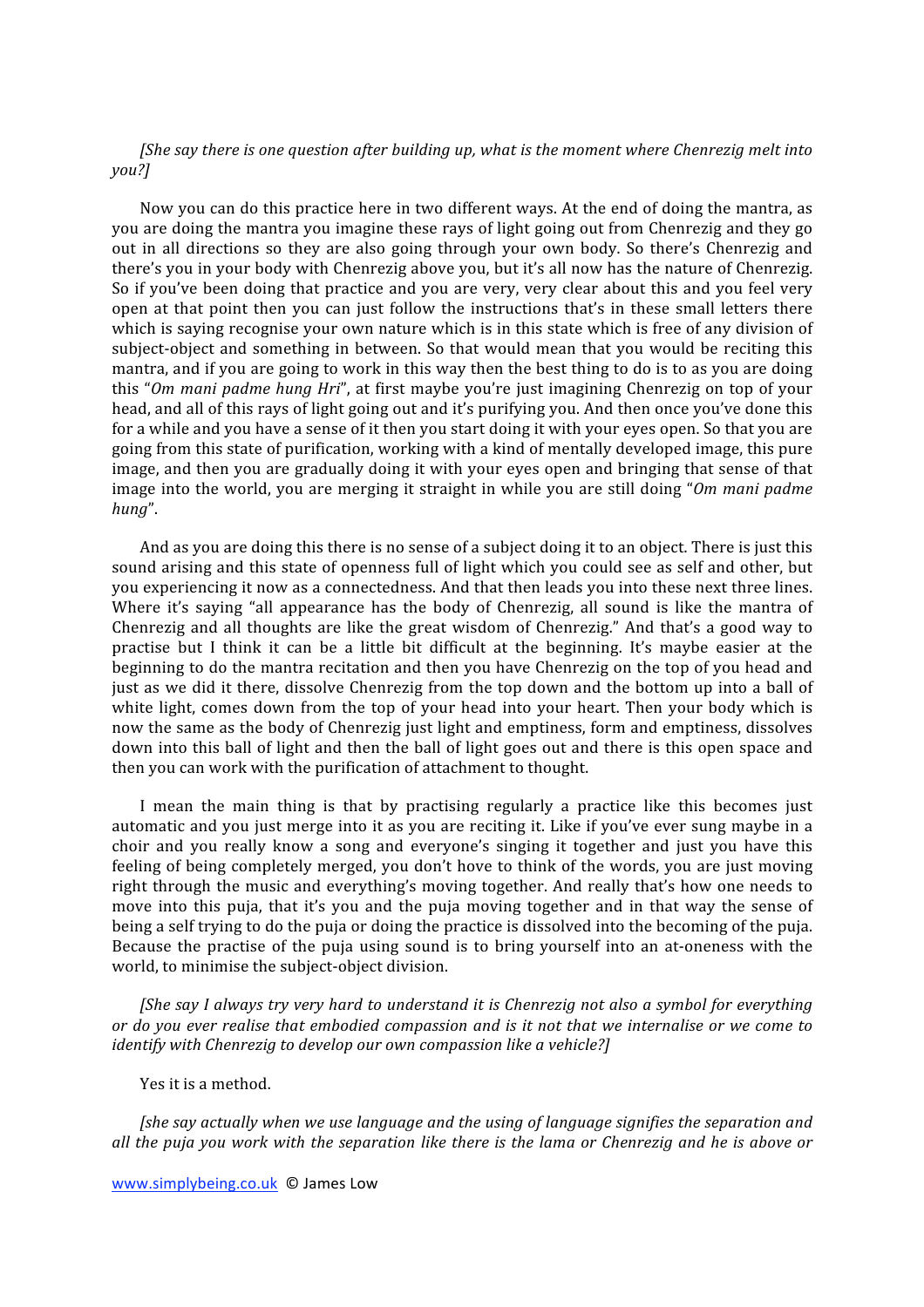*[She say there is one question after building up, what is the moment where Chenrezig melt into you?]*

Now you can do this practice here in two different ways. At the end of doing the mantra, as you are doing the mantra you imagine these rays of light going out from Chenrezig and they go out in all directions so they are also going through your own body. So there's Chenrezig and there's you in your body with Chenrezig above you, but it's all now has the nature of Chenrezig. So if you've been doing that practice and you are very, very clear about this and you feel very open at that point then you can just follow the instructions that's in these small letters there which is saying recognise your own nature which is in this state which is free of any division of subject-object and something in between. So that would mean that you would be reciting this mantra, and if you are going to work in this way then the best thing to do is to as you are doing this "*Om mani padme hung Hri*", at first maybe you're just imagining Chenrezig on top of your head, and all of this rays of light going out and it's purifying you. And then once you've done this for a while and you have a sense of it then you start doing it with your eyes open. So that you are going from this state of purification, working with a kind of mentally developed image, this pure image, and then you are gradually doing it with your eyes open and bringing that sense of that image into the world, you are merging it straight in while you are still doing "*Om mani padme hung*".

And as you are doing this there is no sense of a subject doing it to an object. There is just this sound arising and this state of openness full of light which you could see as self and other, but you experiencing it now as a connectedness. And that then leads you into these next three lines. Where it's saying "all appearance has the body of Chenrezig, all sound is like the mantra of Chenrezig and all thoughts are like the great wisdom of Chenrezig." And that's a good way to practise but I think it can be a little bit difficult at the beginning. It's maybe easier at the beginning to do the mantra recitation and then you have Chenrezig on the top of you head and just as we did it there, dissolve Chenrezig from the top down and the bottom up into a ball of white light, comes down from the top of your head into your heart. Then your body which is now the same as the body of Chenrezig just light and emptiness, form and emptiness, dissolves down into this ball of light and then the ball of light goes out and there is this open space and then you can work with the purification of attachment to thought.

I mean the main thing is that by practising regularly a practice like this becomes just automatic and you just merge into it as you are reciting it. Like if you've ever sung maybe in a choir and you really know a song and everyone's singing it together and just you have this feeling of being completely merged, you don't hove to think of the words, you are just moving right through the music and everything's moving together. And really that's how one needs to move into this puja, that it's you and the puja moving together and in that way the sense of being a self trying to do the puja or doing the practice is dissolved into the becoming of the puja. Because the practise of the puja using sound is to bring yourself into an at-oneness with the world, to minimise the subject-object division.

*[She say I always try very hard to understand it is Chenrezig not also a symbol for everything or do you ever realise that embodied compassion and is it not that we internalise or we come to identify with Chenrezig to develop our own compassion like a vehicle?]*

Yes it is a method.

*[she say actually when we use language and the using of language signifies the separation and all the puja you work with the separation like there is the lama or Chenrezig and he is above or*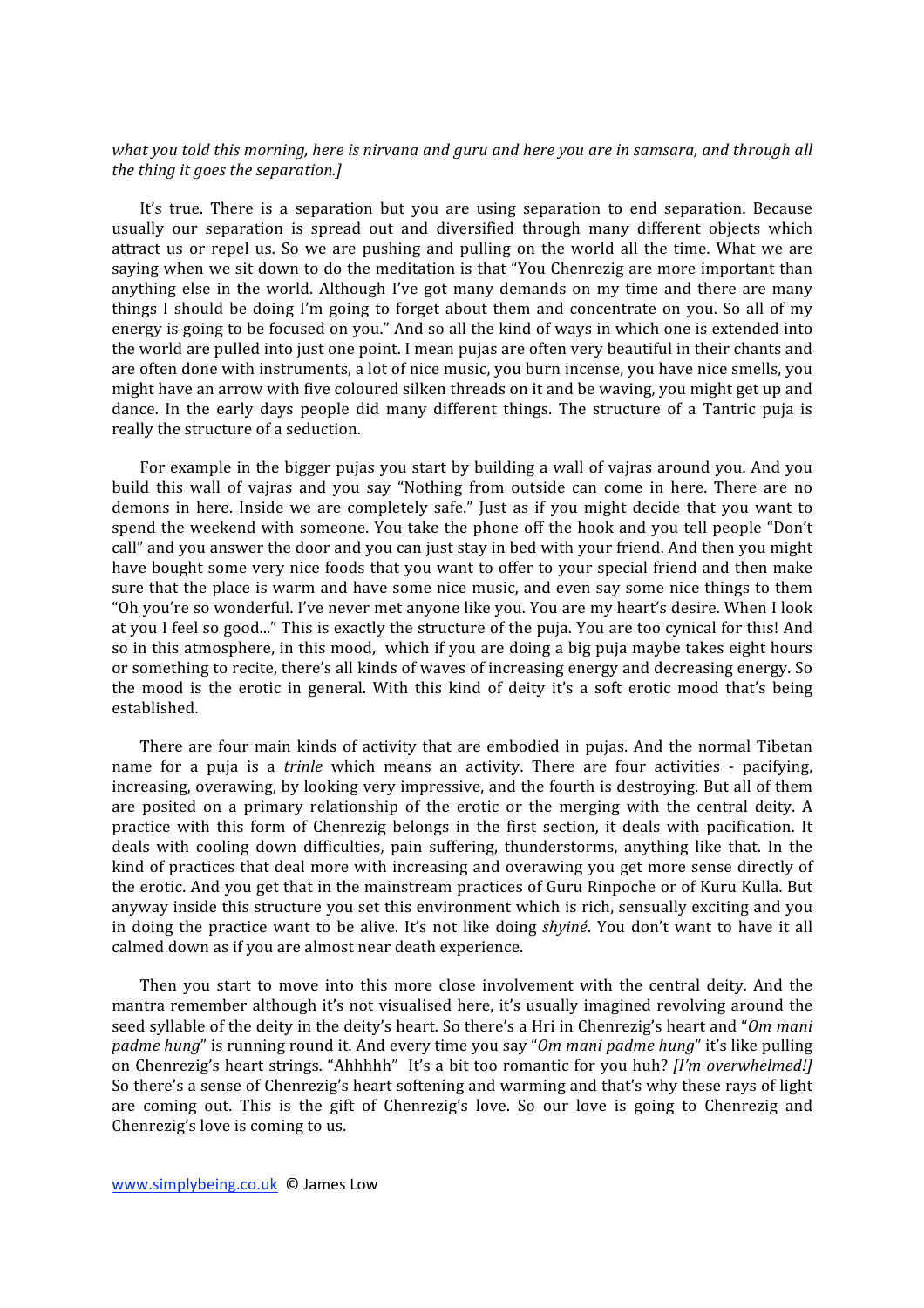*what you told this morning, here is nirvana and guru and here you are in samsara, and through all the thing it goes the separation.]*

It's true. There is a separation but you are using separation to end separation. Because usually our separation is spread out and diversified through many different objects which attract us or repel us. So we are pushing and pulling on the world all the time. What we are saying when we sit down to do the meditation is that "You Chenrezig are more important than anything else in the world. Although I've got many demands on my time and there are many things I should be doing I'm going to forget about them and concentrate on you. So all of my energy is going to be focused on you." And so all the kind of ways in which one is extended into the world are pulled into just one point. I mean pujas are often very beautiful in their chants and are often done with instruments, a lot of nice music, you burn incense, you have nice smells, you might have an arrow with five coloured silken threads on it and be waving, you might get up and dance. In the early days people did many different things. The structure of a Tantric puja is really the structure of a seduction.

For example in the bigger pujas you start by building a wall of vajras around you. And you build this wall of vajras and you say "Nothing from outside can come in here. There are no demons in here. Inside we are completely safe." Just as if you might decide that you want to spend the weekend with someone. You take the phone off the hook and you tell people "Don't call" and you answer the door and you can just stay in bed with your friend. And then you might have bought some very nice foods that you want to offer to your special friend and then make sure that the place is warm and have some nice music, and even say some nice things to them "Oh you're so wonderful. I've never met anyone like you. You are my heart's desire. When I look at you I feel so good..." This is exactly the structure of the puja. You are too cynical for this! And so in this atmosphere, in this mood, which if you are doing a big puja maybe takes eight hours or something to recite, there's all kinds of waves of increasing energy and decreasing energy. So the mood is the erotic in general. With this kind of deity it's a soft erotic mood that's being established.

There are four main kinds of activity that are embodied in pujas. And the normal Tibetan name for a puja is a *trinle* which means an activity. There are four activities - pacifying, increasing, overawing, by looking very impressive, and the fourth is destroying. But all of them are posited on a primary relationship of the erotic or the merging with the central deity. A practice with this form of Chenrezig belongs in the first section, it deals with pacification. It deals with cooling down difficulties, pain suffering, thunderstorms, anything like that. In the kind of practices that deal more with increasing and overawing you get more sense directly of the erotic. And you get that in the mainstream practices of Guru Rinpoche or of Kuru Kulla. But anyway inside this structure you set this environment which is rich, sensually exciting and you in doing the practice want to be alive. It's not like doing *shyiné*. You don't want to have it all calmed down as if you are almost near death experience.

Then you start to move into this more close involvement with the central deity. And the mantra remember although it's not visualised here, it's usually imagined revolving around the seed syllable of the deity in the deity's heart. So there's a Hri in Chenrezig's heart and "*Om mani padme hung*" is running round it. And every time you say "*Om mani padme hung*" it's like pulling on Chenrezig's heart strings. "Ahhhhh" It's a bit too romantic for you huh? *[I'm overwhelmed!]* So there's a sense of Chenrezig's heart softening and warming and that's why these rays of light are coming out. This is the gift of Chenrezig's love. So our love is going to Chenrezig and Chenrezig's love is coming to us.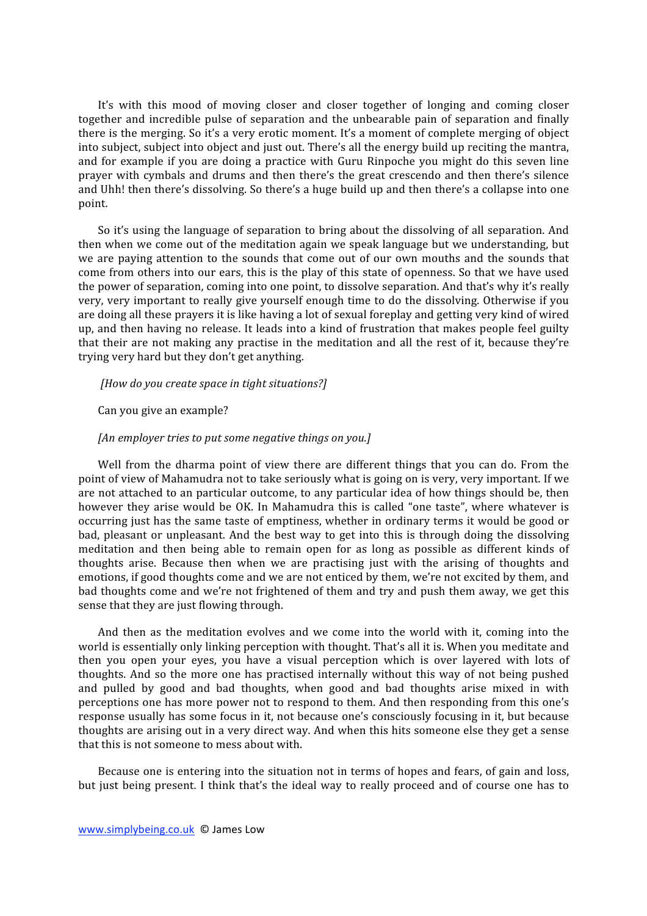It's with this mood of moving closer and closer together of longing and coming closer together and incredible pulse of separation and the unbearable pain of separation and finally there is the merging. So it's a very erotic moment. It's a moment of complete merging of object into subject, subject into object and just out. There's all the energy build up reciting the mantra, and for example if you are doing a practice with Guru Rinpoche you might do this seven line prayer with cymbals and drums and then there's the great crescendo and then there's silence and Uhh! then there's dissolving. So there's a huge build up and then there's a collapse into one point.

So it's using the language of separation to bring about the dissolving of all separation. And then when we come out of the meditation again we speak language but we understanding, but we are paying attention to the sounds that come out of our own mouths and the sounds that come from others into our ears, this is the play of this state of openness. So that we have used the power of separation, coming into one point, to dissolve separation. And that's why it's really very, very important to really give yourself enough time to do the dissolving. Otherwise if you are doing all these prayers it is like having a lot of sexual foreplay and getting very kind of wired up, and then having no release. It leads into a kind of frustration that makes people feel guilty that their are not making any practise in the meditation and all the rest of it, because they're trying very hard but they don't get anything.

*[How do you create space in tight situations?]*

Can you give an example?

*[An employer tries to put some negative things on you.]*

Well from the dharma point of view there are different things that you can do. From the point of view of Mahamudra not to take seriously what is going on is very, very important. If we are not attached to an particular outcome, to any particular idea of how things should be, then however they arise would be OK. In Mahamudra this is called "one taste", where whatever is occurring just has the same taste of emptiness, whether in ordinary terms it would be good or bad, pleasant or unpleasant. And the best way to get into this is through doing the dissolving meditation and then being able to remain open for as long as possible as different kinds of thoughts arise. Because then when we are practising just with the arising of thoughts and emotions, if good thoughts come and we are not enticed by them, we're not excited by them, and bad thoughts come and we're not frightened of them and try and push them away, we get this sense that they are just flowing through.

And then as the meditation evolves and we come into the world with it, coming into the world is essentially only linking perception with thought. That's all it is. When you meditate and then you open your eyes, you have a visual perception which is over layered with lots of thoughts. And so the more one has practised internally without this way of not being pushed and pulled by good and bad thoughts, when good and bad thoughts arise mixed in with perceptions one has more power not to respond to them. And then responding from this one's response usually has some focus in it, not because one's consciously focusing in it, but because thoughts are arising out in a very direct way. And when this hits someone else they get a sense that this is not someone to mess about with.

Because one is entering into the situation not in terms of hopes and fears, of gain and loss, but just being present. I think that's the ideal way to really proceed and of course one has to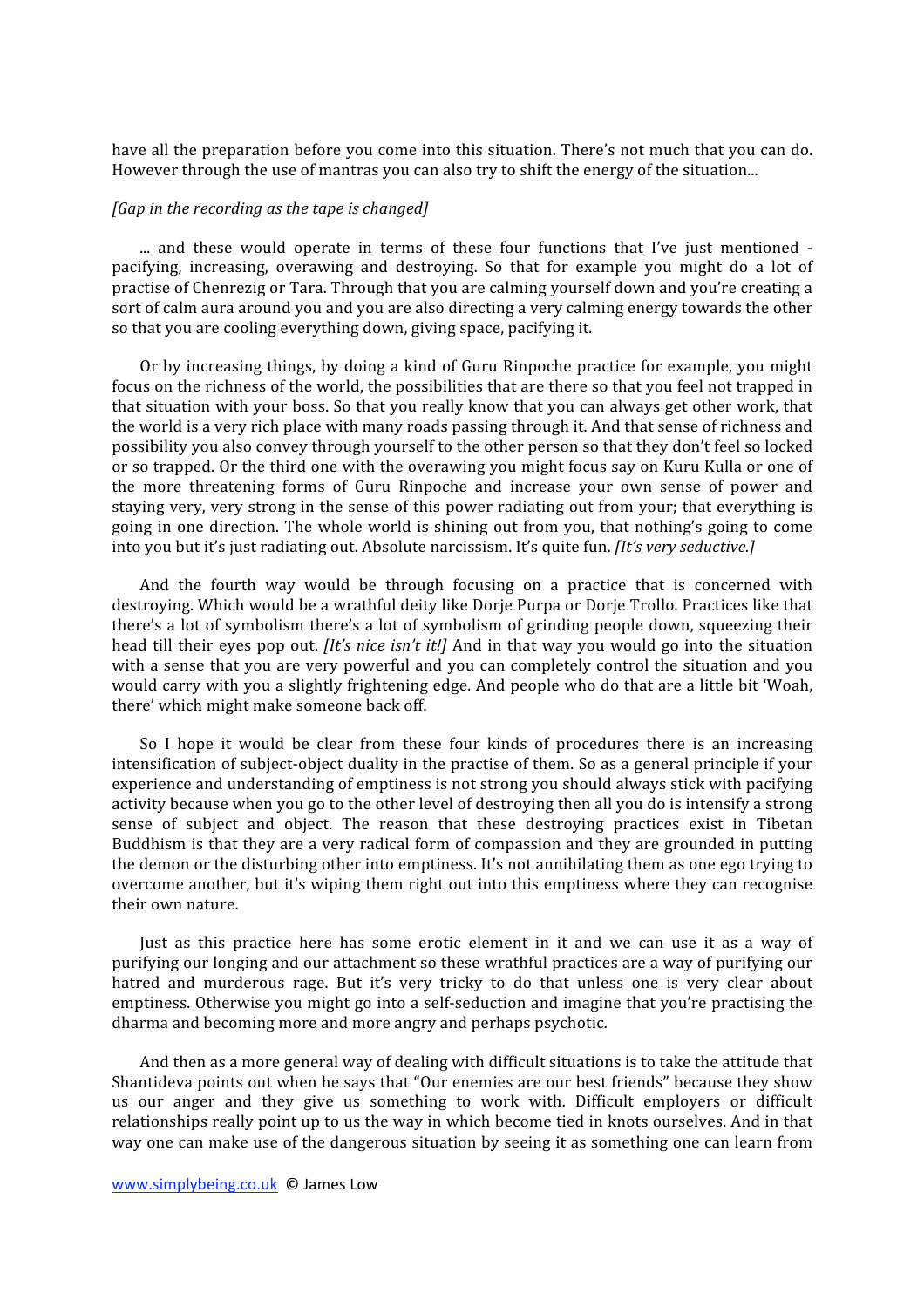have all the preparation before you come into this situation. There's not much that you can do. However through the use of mantras you can also try to shift the energy of the situation...

*[Gap in the recording as the tape is changed]*

... and these would operate in terms of these four functions that I've just mentioned - pacifying, increasing, overawing and destroying. So that for example you might do a lot of practise of Chenrezig or Tara. Through that you are calming yourself down and you're creating a sort of calm aura around you and you are also directing a very calming energy towards the other so that you are cooling everything down, giving space, pacifying it.

Or by increasing things, by doing a kind of Guru Rinpoche practice for example, you might focus on the richness of the world, the possibilities that are there so that you feel not trapped in that situation with your boss. So that you really know that you can always get other work, that the world is a very rich place with many roads passing through it. And that sense of richness and possibility you also convey through yourself to the other person so that they don't feel so locked or so trapped. Or the third one with the overawing you might focus say on Kuru Kulla or one of the more threatening forms of Guru Rinpoche and increase your own sense of power and staying very, very strong in the sense of this power radiating out from your; that everything is going in one direction. The whole world is shining out from you, that nothing's going to come into you but it's just radiating out. Absolute narcissism. It's quite fun. *[It's very seductive.]*

And the fourth way would be through focusing on a practice that is concerned with destroying. Which would be a wrathful deity like Dorje Purpa or Dorje Trollo. Practices like that there's a lot of symbolism there's a lot of symbolism of grinding people down, squeezing their head till their eyes pop out. *[It's nice isn't it!]* And in that way you would go into the situation with a sense that you are very powerful and you can completely control the situation and you would carry with you a slightly frightening edge. And people who do that are a little bit 'Woah, there' which might make someone back off.

So I hope it would be clear from these four kinds of procedures there is an increasing intensification of subject-object duality in the practise of them. So as a general principle if your experience and understanding of emptiness is not strong you should always stick with pacifying activity because when you go to the other level of destroying then all you do is intensify a strong sense of subject and object. The reason that these destroying practices exist in Tibetan Buddhism is that they are a very radical form of compassion and they are grounded in putting the demon or the disturbing other into emptiness. It's not annihilating them as one ego trying to overcome another, but it's wiping them right out into this emptiness where they can recognise their own nature.

Just as this practice here has some erotic element in it and we can use it as a way of purifying our longing and our attachment so these wrathful practices are a way of purifying our hatred and murderous rage. But it's very tricky to do that unless one is very clear about emptiness. Otherwise you might go into a self-seduction and imagine that you're practising the dharma and becoming more and more angry and perhaps psychotic.

And then as a more general way of dealing with difficult situations is to take the attitude that Shantideva points out when he says that "Our enemies are our best friends" because they show us our anger and they give us something to work with. Difficult employers or difficult relationships really point up to us the way in which become tied in knots ourselves. And in that way one can make use of the dangerous situation by seeing it as something one can learn from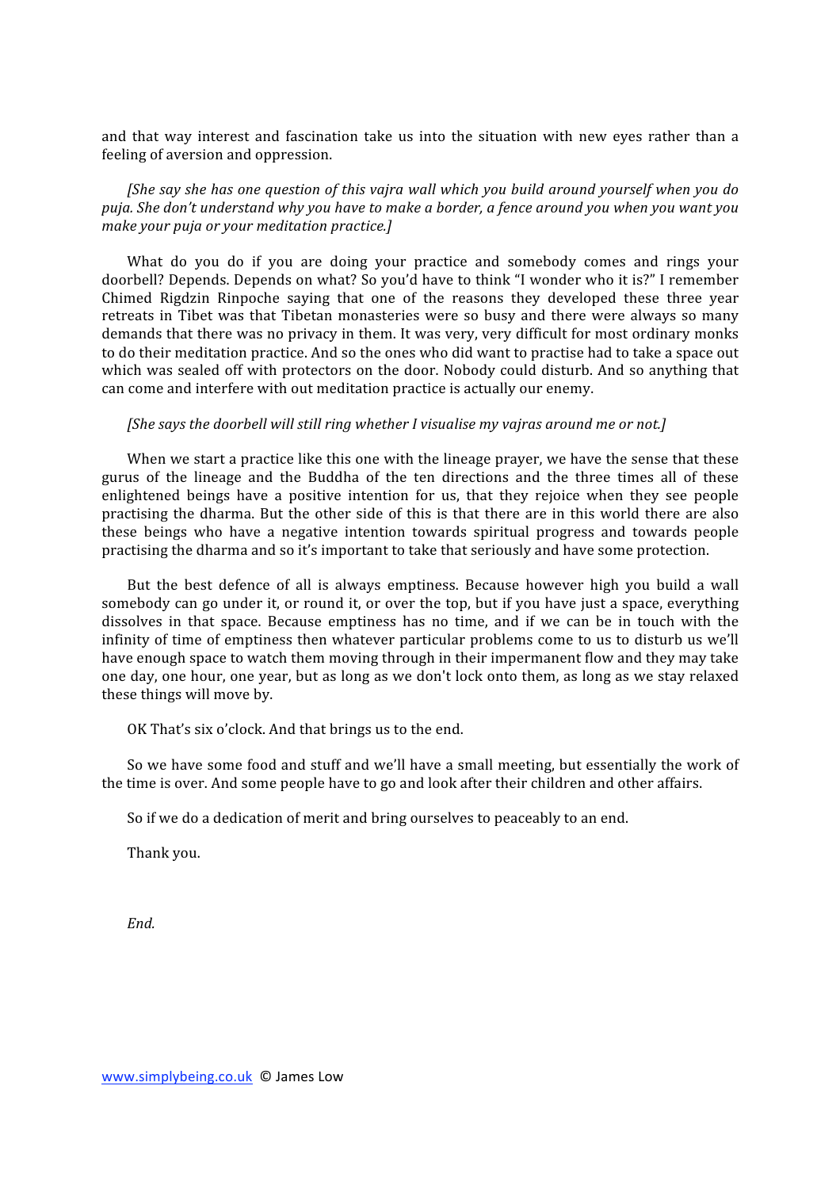and that way interest and fascination take us into the situation with new eyes rather than a feeling of aversion and oppression.

*[She say she has one question of this vajra wall which you build around yourself when you do puja. She don't understand why you have to make a border, a fence around you when you want you make your puja or your meditation practice.]*

What do you do if you are doing your practice and somebody comes and rings your doorbell? Depends. Depends on what? So you'd have to think "I wonder who it is?" I remember Chimed Rigdzin Rinpoche saying that one of the reasons they developed these three year retreats in Tibet was that Tibetan monasteries were so busy and there were always so many demands that there was no privacy in them. It was very, very difficult for most ordinary monks to do their meditation practice. And so the ones who did want to practise had to take a space out which was sealed off with protectors on the door. Nobody could disturb. And so anything that can come and interfere with out meditation practice is actually our enemy.

*[She says the doorbell will still ring whether I visualise my vajras around me or not.]*

When we start a practice like this one with the lineage prayer, we have the sense that these gurus of the lineage and the Buddha of the ten directions and the three times all of these enlightened beings have a positive intention for us, that they rejoice when they see people practising the dharma. But the other side of this is that there are in this world there are also these beings who have a negative intention towards spiritual progress and towards people practising the dharma and so it's important to take that seriously and have some protection.

But the best defence of all is always emptiness. Because however high you build a wall somebody can go under it, or round it, or over the top, but if you have just a space, everything dissolves in that space. Because emptiness has no time, and if we can be in touch with the infinity of time of emptiness then whatever particular problems come to us to disturb us we'll have enough space to watch them moving through in their impermanent flow and they may take one day, one hour, one year, but as long as we don't lock onto them, as long as we stay relaxed these things will move by.

OK That's six o'clock. And that brings us to the end.

So we have some food and stuff and we'll have a small meeting, but essentially the work of the time is over. And some people have to go and look after their children and other affairs.

So if we do a dedication of merit and bring ourselves to peaceably to an end.

Thank you.

*End.*